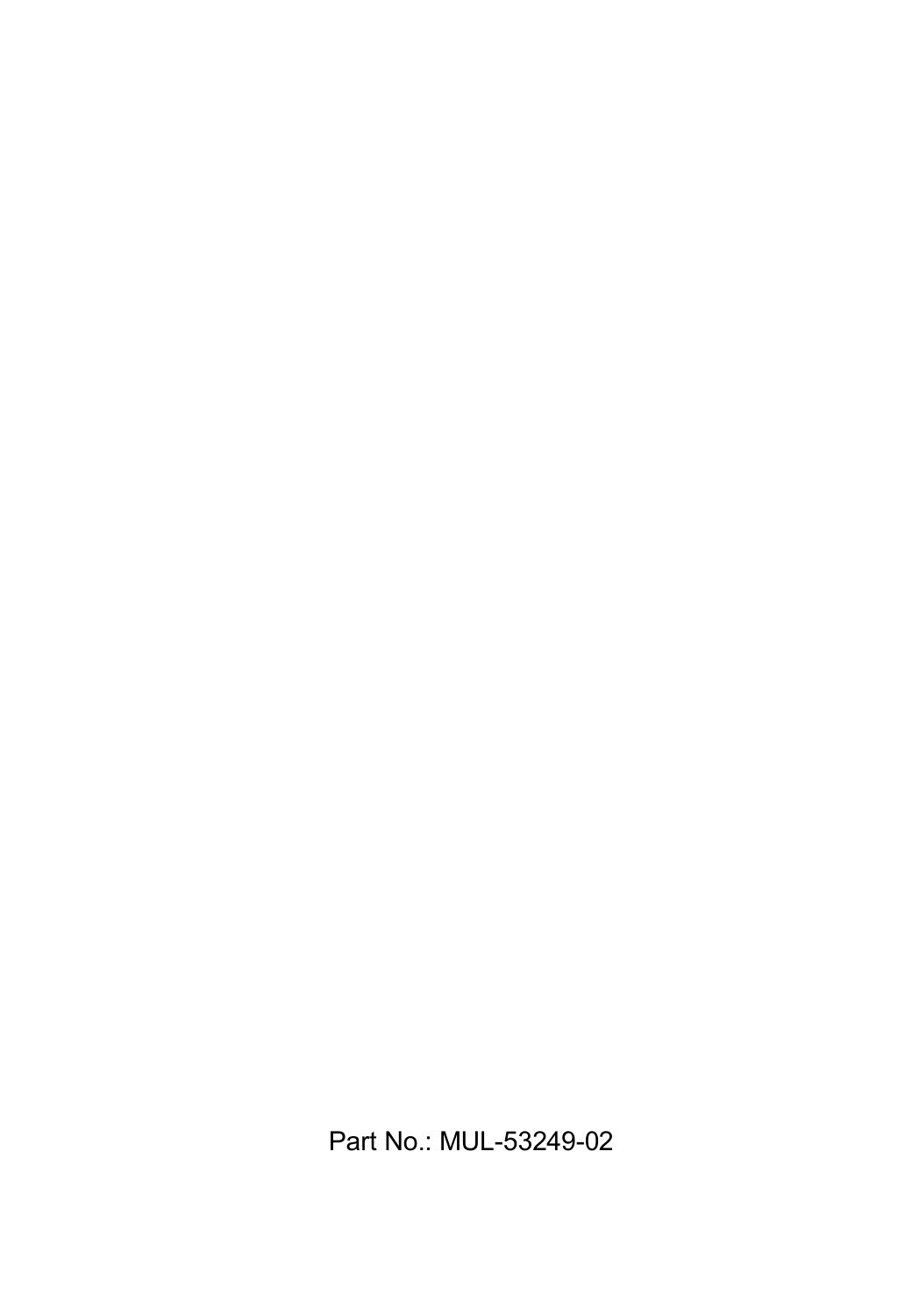Part No.: MUL-53249-02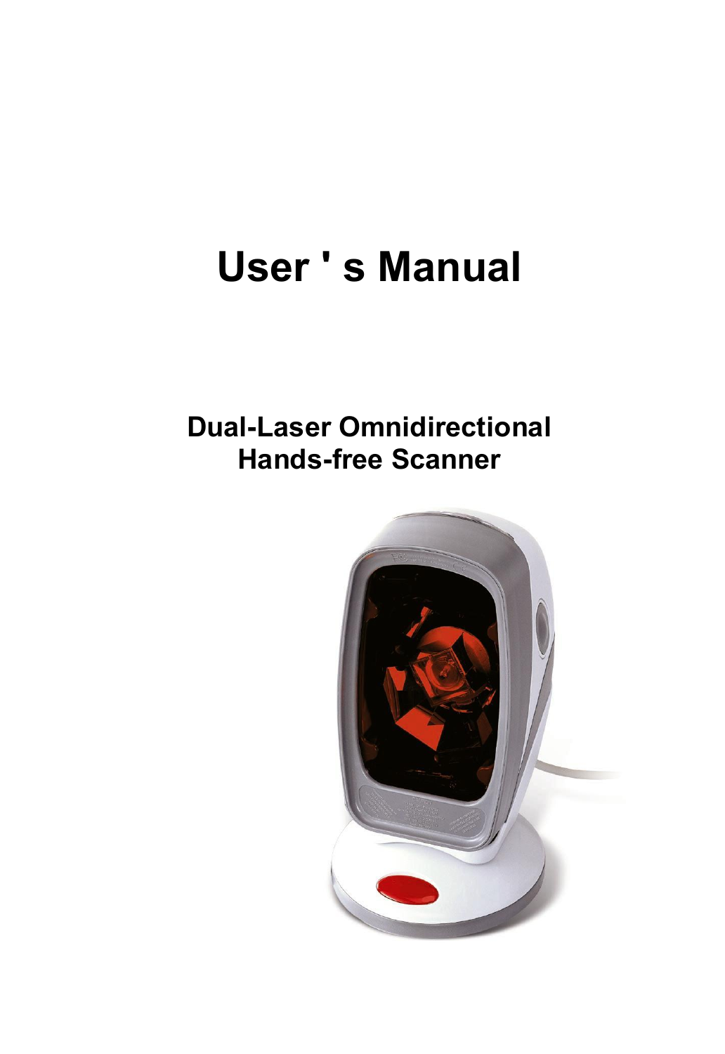# User ' s Manual

## Dual-Laser Omnidirectional Hands-free Scanner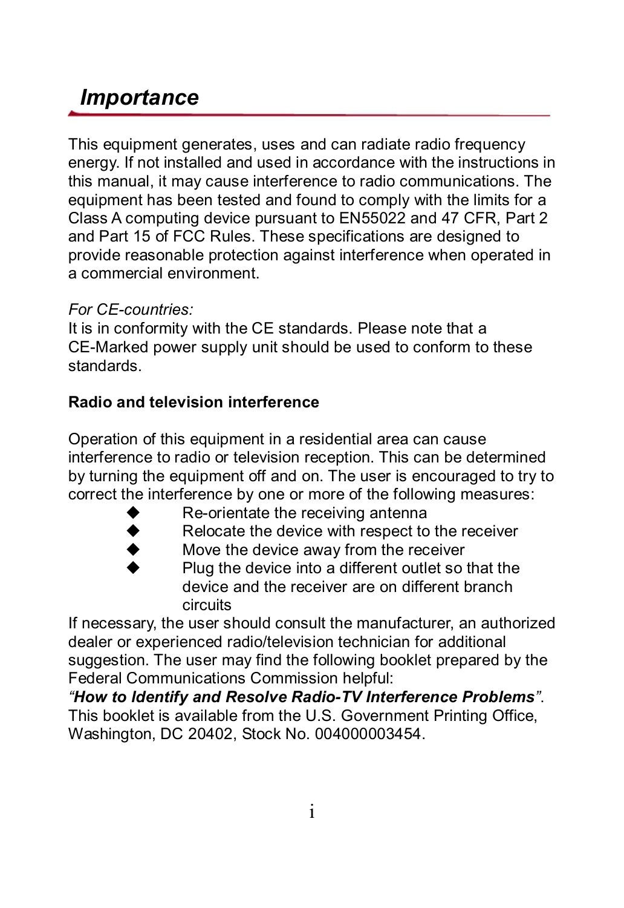## *Importance*

This equipment generates, uses and can radiate radio frequency energy. If not installed and used in accordance with the instructions in this manual, it may cause interference to radio communications. The equipment has been tested and found to comply with the limits for a Class A computing device pursuant to EN55022 and 47 CFR, Part 2 and Part 15 of FCC Rules. These specifications are designed to provide reasonable protection against interference when operated in a commercial environment.

*For CE-countries:*
It is in conformity with the CE standards. Please note that a CE-Marked power supply unit should be used to conform to these standards.

**Radio and television interference**

Operation of this equipment in a residential area can cause interference to radio or television reception. This can be determined by turning the equipment off and on. The user is encouraged to try to correct the interference by one or more of the following measures:

- Re-orientate the receiving antenna
- Relocate the device with respect to the receiver
- Move the device away from the receiver
- Plug the device into a different outlet so that the device and the receiver are on different branch circuits

If necessary, the user should consult the manufacturer, an authorized dealer or experienced radio/television technician for additional suggestion. The user may find the following booklet prepared by the Federal Communications Commission helpful:
*“**How to Identify and Resolve Radio-TV Interference Problems**”*.
This booklet is available from the U.S. Government Printing Office, Washington, DC 20402, Stock No. 004000003454.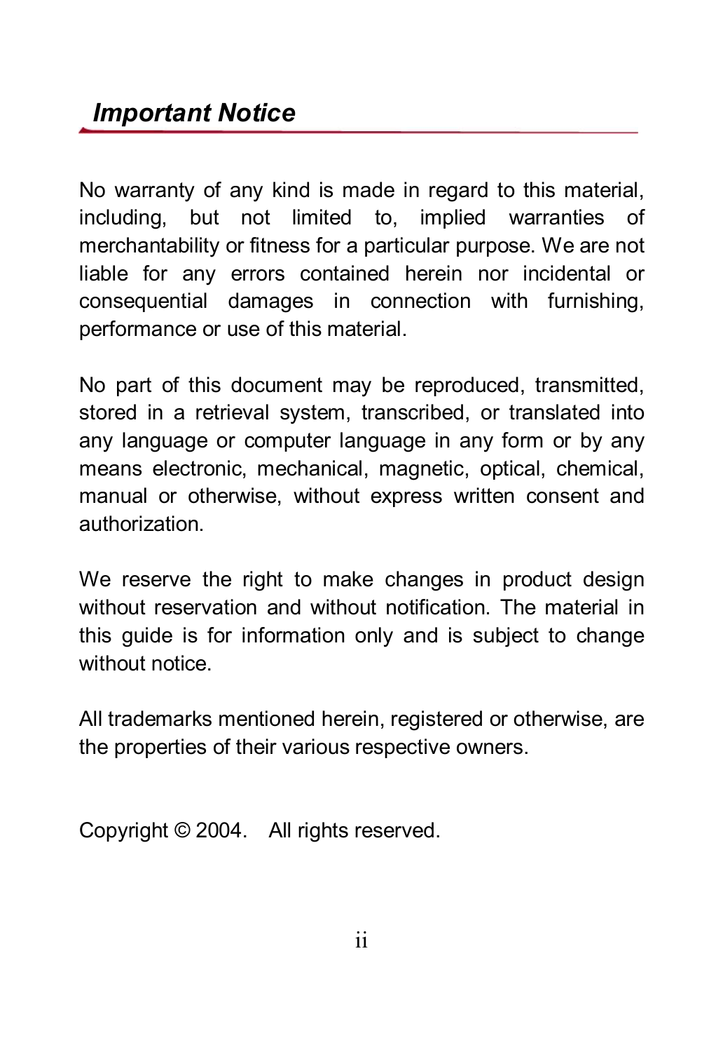## *Important Notice*

No warranty of any kind is made in regard to this material, including, but not limited to, implied warranties of merchantability or fitness for a particular purpose. We are not liable for any errors contained herein nor incidental or consequential damages in connection with furnishing, performance or use of this material.

No part of this document may be reproduced, transmitted, stored in a retrieval system, transcribed, or translated into any language or computer language in any form or by any means electronic, mechanical, magnetic, optical, chemical, manual or otherwise, without express written consent and authorization.

We reserve the right to make changes in product design without reservation and without notification. The material in this guide is for information only and is subject to change without notice.

All trademarks mentioned herein, registered or otherwise, are the properties of their various respective owners.

Copyright © 2004. All rights reserved.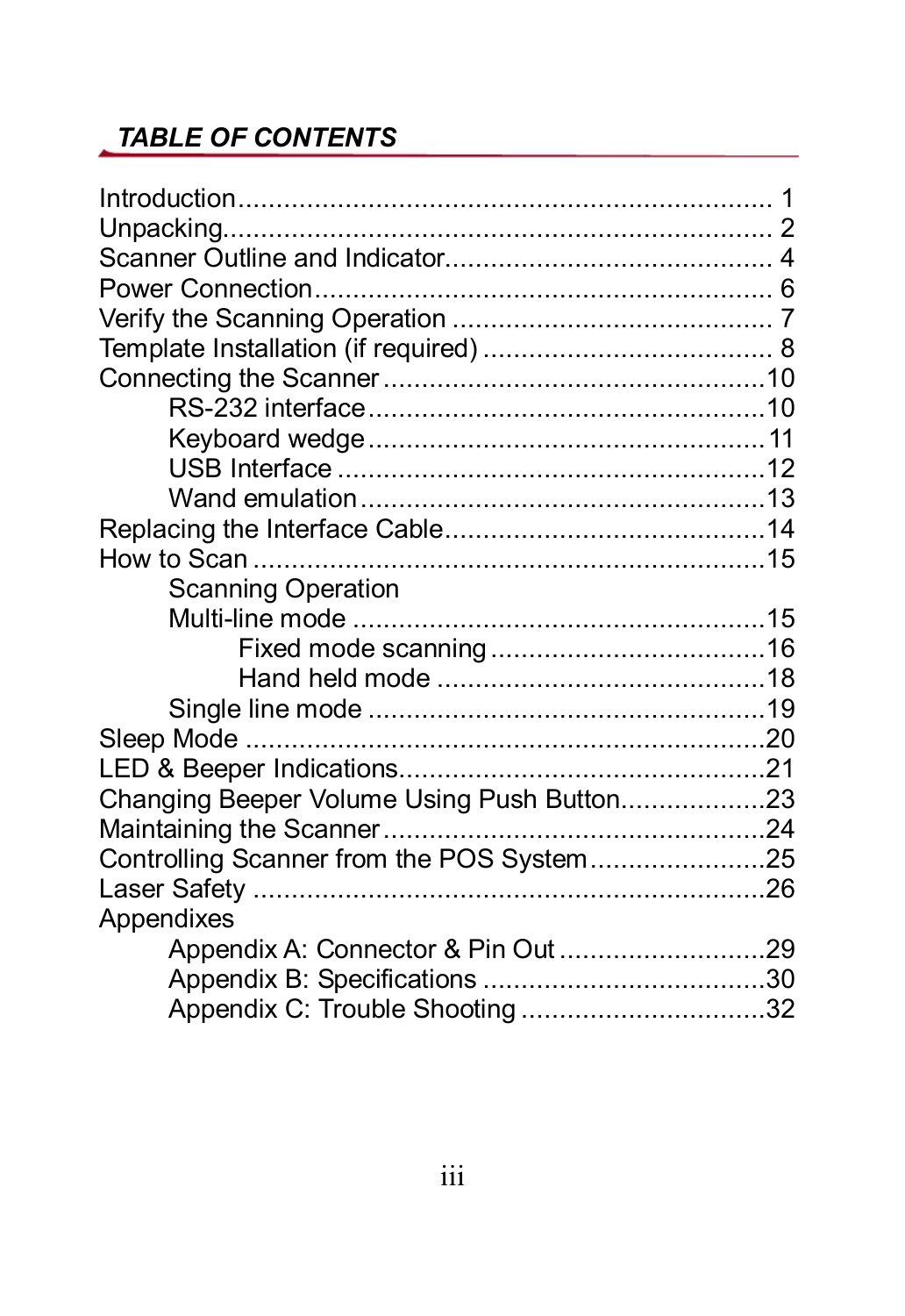## *TABLE OF CONTENTS*

Introduction.......................................................................... 1
Unpacking............................................................................. 2
Scanner Outline and Indicator.............................................. 4
Power Connection................................................................. 6
Verify the Scanning Operation ............................................. 7
Template Installation (if required) ....................................... 8
Connecting the Scanner ......................................................10
- RS-232 interface ......................................................10
- Keyboard wedge ......................................................11
- USB Interface ...........................................................12
- Wand emulation ........................................................13

Replacing the Interface Cable..............................................14
How to Scan .........................................................................15
- Scanning Operation
- Multi-line mode ........................................................15
  - Fixed mode scanning .......................................16
  - Hand held mode ...............................................18
- Single line mode ......................................................19

Sleep Mode ..........................................................................20
LED & Beeper Indications....................................................21
Changing Beeper Volume Using Push Button.....................23
Maintaining the Scanner ......................................................24
Controlling Scanner from the POS System.........................25
Laser Safety .........................................................................26
Appendixes
- Appendix A: Connector & Pin Out ............................29
- Appendix B: Specifications .......................................30
- Appendix C: Trouble Shooting ..................................32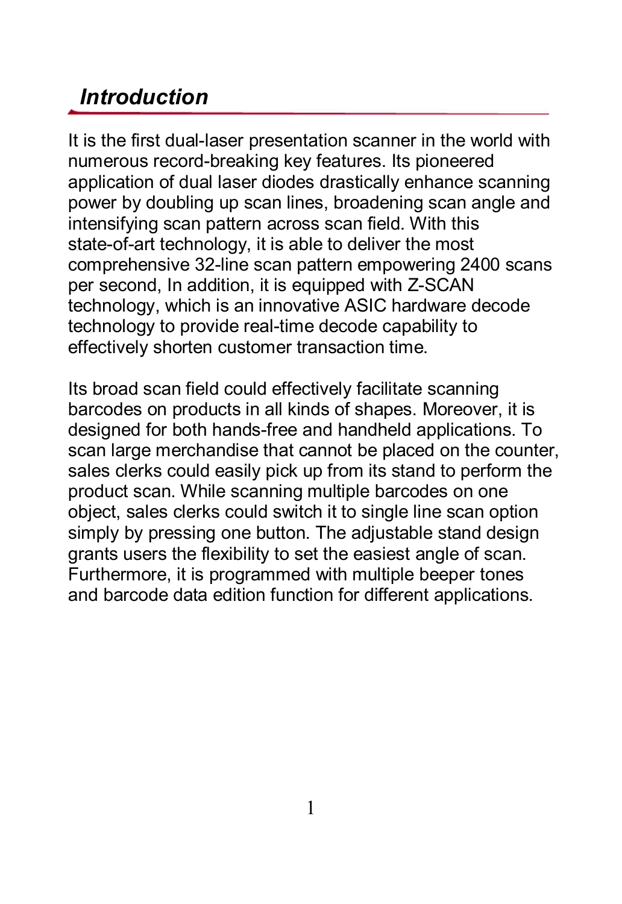## *Introduction*

It is the first dual-laser presentation scanner in the world with numerous record-breaking key features. Its pioneered application of dual laser diodes drastically enhance scanning power by doubling up scan lines, broadening scan angle and intensifying scan pattern across scan field. With this state-of-art technology, it is able to deliver the most comprehensive 32-line scan pattern empowering 2400 scans per second, In addition, it is equipped with Z-SCAN technology, which is an innovative ASIC hardware decode technology to provide real-time decode capability to effectively shorten customer transaction time.

Its broad scan field could effectively facilitate scanning barcodes on products in all kinds of shapes. Moreover, it is designed for both hands-free and handheld applications. To scan large merchandise that cannot be placed on the counter, sales clerks could easily pick up from its stand to perform the product scan. While scanning multiple barcodes on one object, sales clerks could switch it to single line scan option simply by pressing one button. The adjustable stand design grants users the flexibility to set the easiest angle of scan. Furthermore, it is programmed with multiple beeper tones and barcode data edition function for different applications.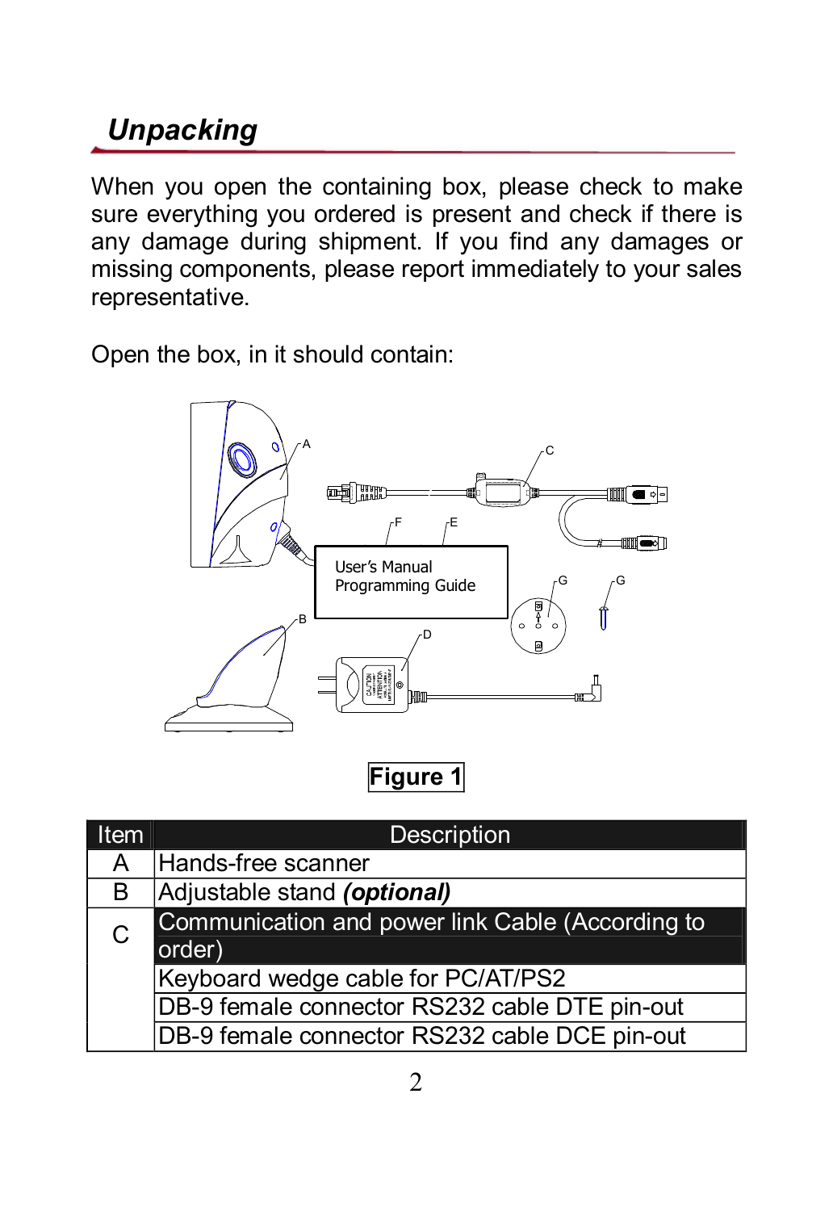## *Unpacking*

When you open the containing box, please check to make sure everything you ordered is present and check if there is any damage during shipment. If you find any damages or missing components, please report immediately to your sales representative.

Open the box, in it should contain:

**Figure 1**

| Item | Description |
|---|---|
| A | Hands-free scanner |
| B | Adjustable stand ***(optional)*** |
| C | Communication and power link Cable (According to order) |
| | Keyboard wedge cable for PC/AT/PS2 |
| | DB-9 female connector RS232 cable DTE pin-out |
| | DB-9 female connector RS232 cable DCE pin-out |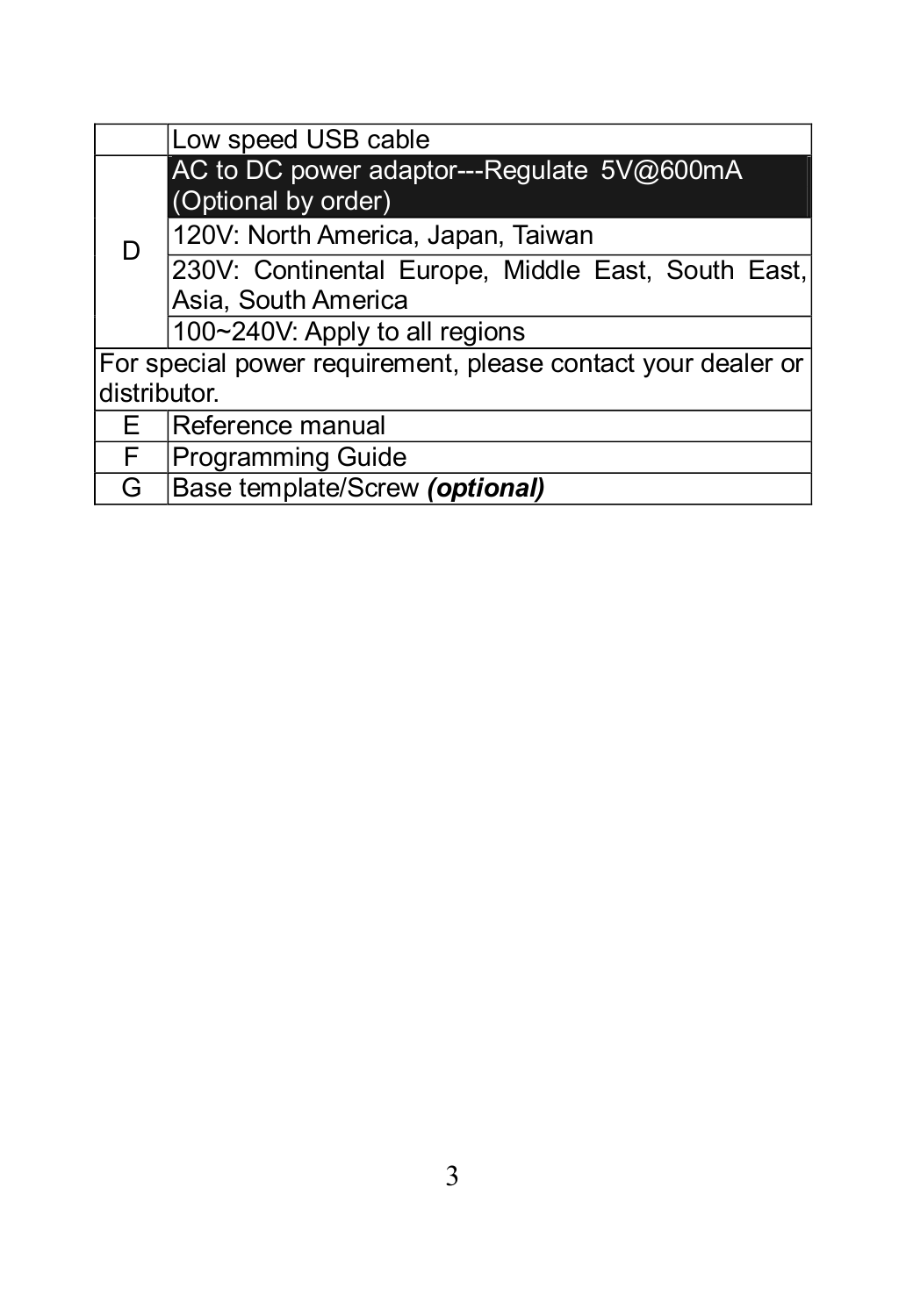| | |
|---|---|
| | Low speed USB cable |
| D | AC to DC power adaptor---Regulate 5V@600mA (Optional by order) |
| | 120V: North America, Japan, Taiwan |
| | 230V: Continental Europe, Middle East, South East, Asia, South America |
| | 100~240V: Apply to all regions |
| For special power requirement, please contact your dealer or distributor. | |
| E | Reference manual |
| F | Programming Guide |
| G | Base template/Screw ***(optional)*** |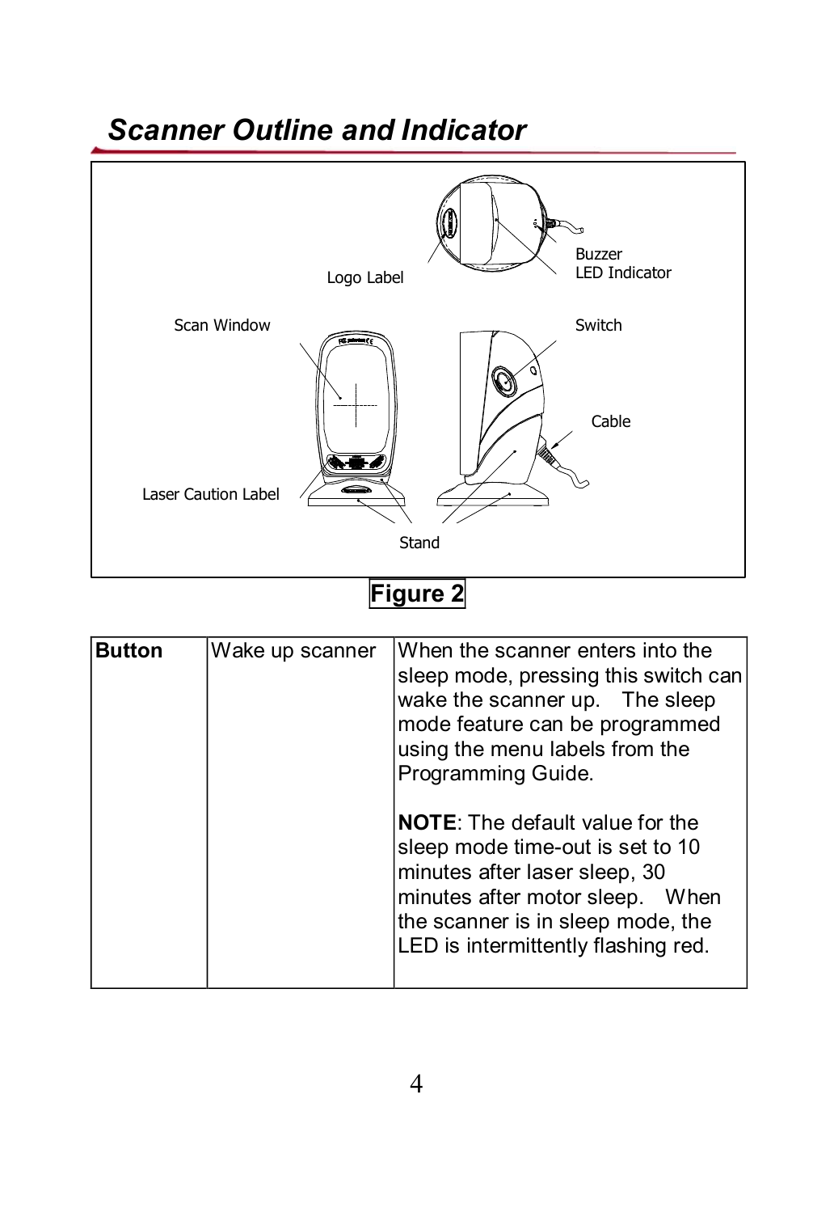## *Scanner Outline and Indicator*

Logo Label

Buzzer
LED Indicator

Scan Window

Switch

Cable

Laser Caution Label

Stand

**Figure 2**

| **Button** | Wake up scanner | When the scanner enters into the sleep mode, pressing this switch can wake the scanner up. The sleep mode feature can be programmed using the menu labels from the Programming Guide.<br><br>**NOTE**: The default value for the sleep mode time-out is set to 10 minutes after laser sleep, 30 minutes after motor sleep. When the scanner is in sleep mode, the LED is intermittently flashing red. |
|---|---|---|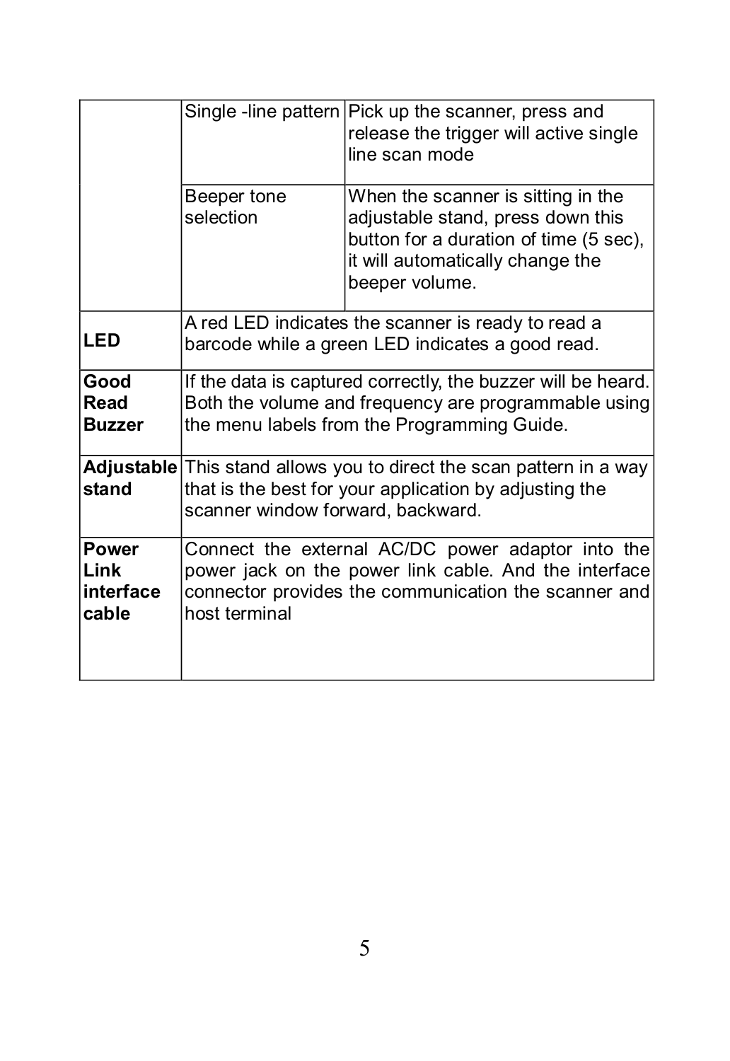| | | |
|---|---|---|
| | Single -line pattern | Pick up the scanner, press and release the trigger will active single line scan mode |
| | Beeper tone selection | When the scanner is sitting in the adjustable stand, press down this button for a duration of time (5 sec), it will automatically change the beeper volume. |
| **LED** | A red LED indicates the scanner is ready to read a barcode while a green LED indicates a good read. | |
| **Good Read Buzzer** | If the data is captured correctly, the buzzer will be heard. Both the volume and frequency are programmable using the menu labels from the Programming Guide. | |
| **Adjustable stand** | This stand allows you to direct the scan pattern in a way that is the best for your application by adjusting the scanner window forward, backward. | |
| **Power Link interface cable** | Connect the external AC/DC power adaptor into the power jack on the power link cable. And the interface connector provides the communication the scanner and host terminal | |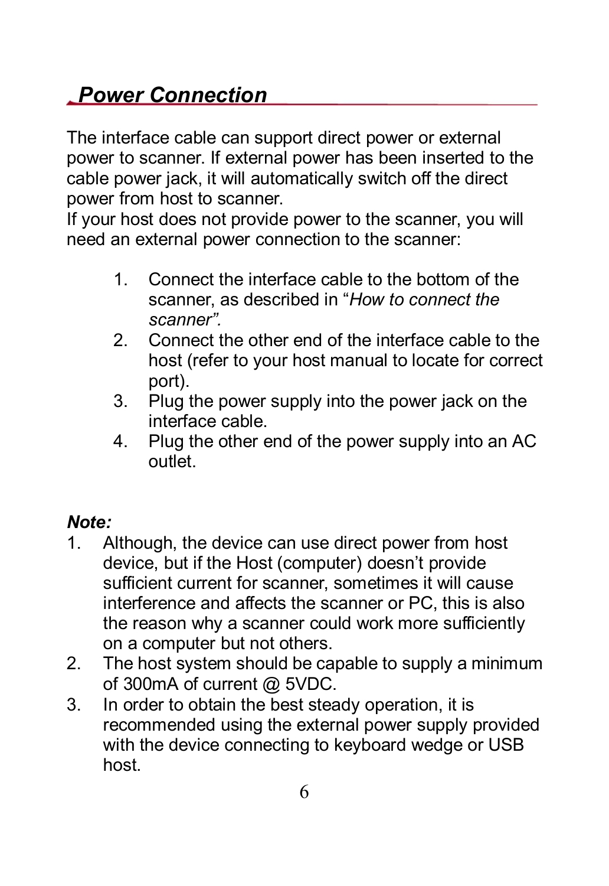## *Power Connection*

The interface cable can support direct power or external power to scanner. If external power has been inserted to the cable power jack, it will automatically switch off the direct power from host to scanner.
If your host does not provide power to the scanner, you will need an external power connection to the scanner:

1. Connect the interface cable to the bottom of the scanner, as described in "*How to connect the scanner".*
2. Connect the other end of the interface cable to the host (refer to your host manual to locate for correct port).
3. Plug the power supply into the power jack on the interface cable.
4. Plug the other end of the power supply into an AC outlet.

***Note:***

1. Although, the device can use direct power from host device, but if the Host (computer) doesn't provide sufficient current for scanner, sometimes it will cause interference and affects the scanner or PC, this is also the reason why a scanner could work more sufficiently on a computer but not others.
2. The host system should be capable to supply a minimum of 300mA of current @ 5VDC.
3. In order to obtain the best steady operation, it is recommended using the external power supply provided with the device connecting to keyboard wedge or USB host.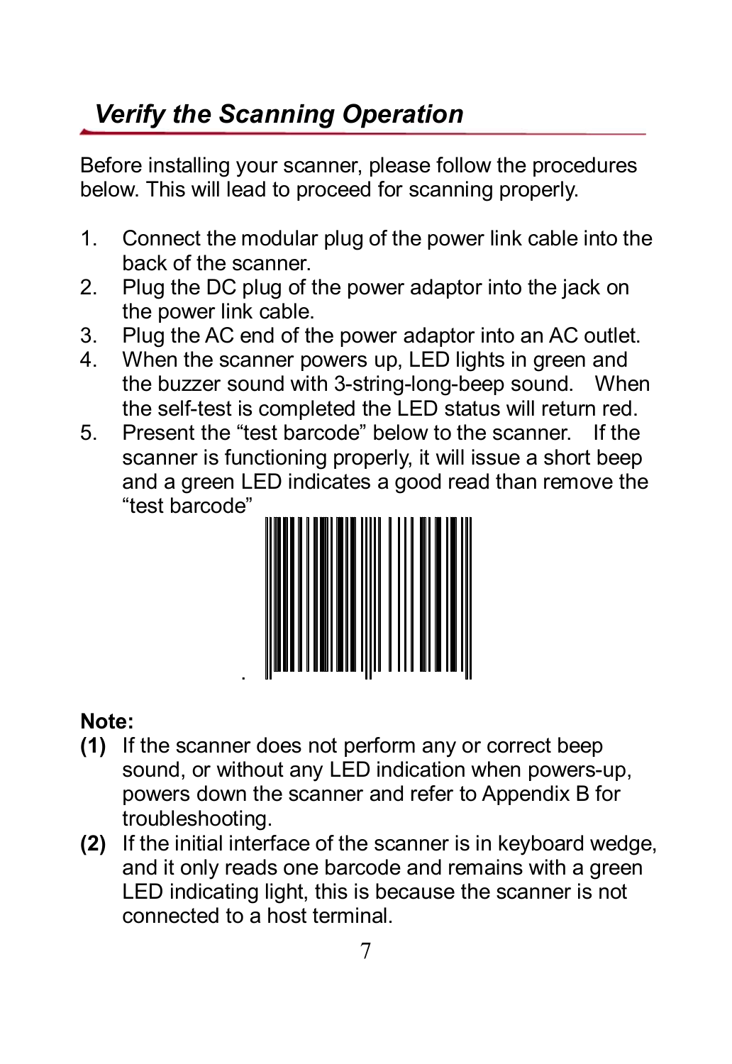## *Verify the Scanning Operation*

Before installing your scanner, please follow the procedures below. This will lead to proceed for scanning properly.

1. Connect the modular plug of the power link cable into the back of the scanner.
2. Plug the DC plug of the power adaptor into the jack on the power link cable.
3. Plug the AC end of the power adaptor into an AC outlet.
4. When the scanner powers up, LED lights in green and the buzzer sound with 3-string-long-beep sound. When the self-test is completed the LED status will return red.
5. Present the "test barcode" below to the scanner. If the scanner is functioning properly, it will issue a short beep and a green LED indicates a good read than remove the "test barcode"

**Note:**

**(1)** If the scanner does not perform any or correct beep sound, or without any LED indication when powers-up, powers down the scanner and refer to Appendix B for troubleshooting.

**(2)** If the initial interface of the scanner is in keyboard wedge, and it only reads one barcode and remains with a green LED indicating light, this is because the scanner is not connected to a host terminal.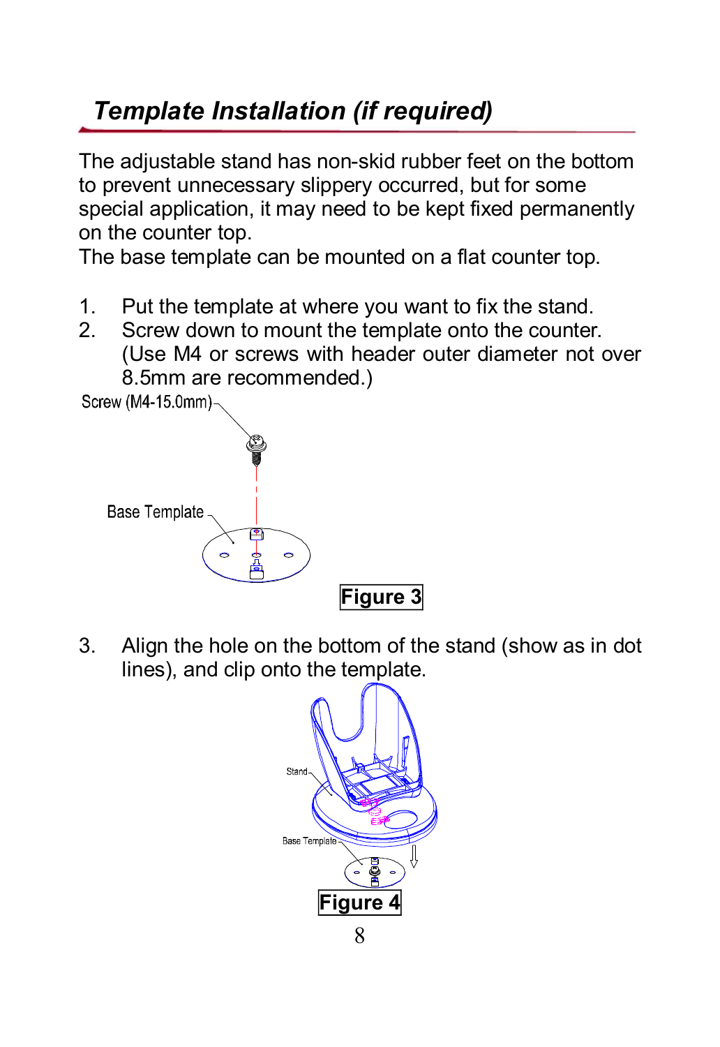## *Template Installation (if required)*

The adjustable stand has non-skid rubber feet on the bottom to prevent unnecessary slippery occurred, but for some special application, it may need to be kept fixed permanently on the counter top.
The base template can be mounted on a flat counter top.

1. Put the template at where you want to fix the stand.
2. Screw down to mount the template onto the counter. (Use M4 or screws with header outer diameter not over 8.5mm are recommended.)

Screw (M4-15.0mm)

Base Template

**Figure 3**

3. Align the hole on the bottom of the stand (show as in dot lines), and clip onto the template.

Stand

Base Template

**Figure 4**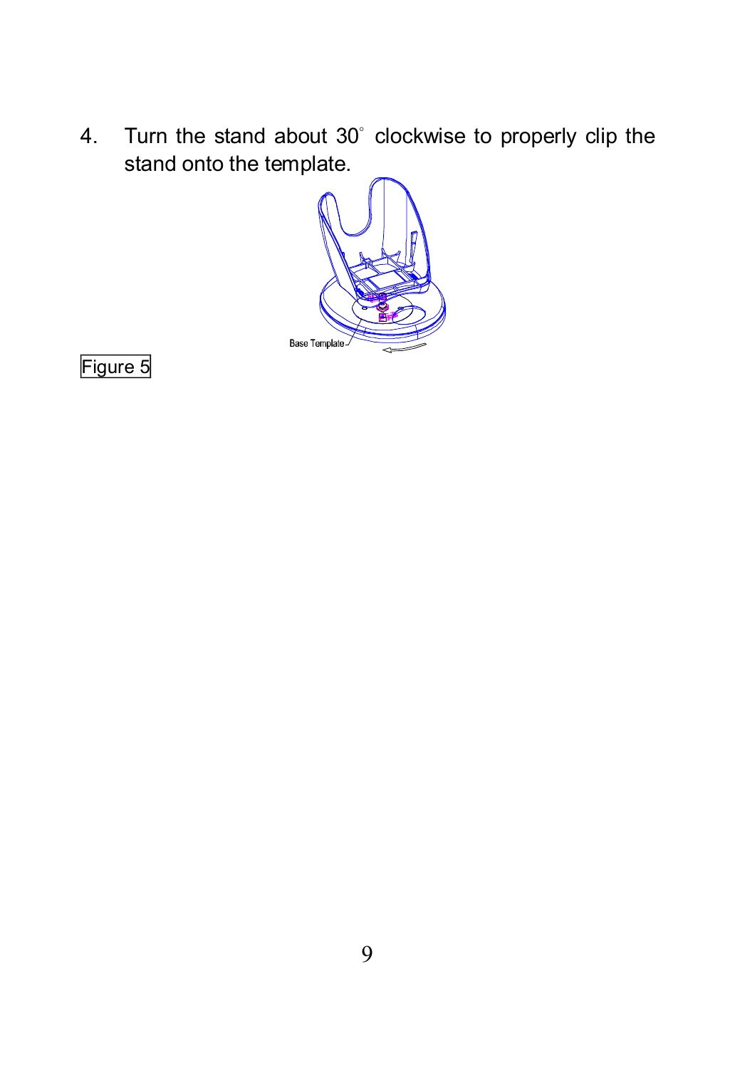4. Turn the stand about 30° clockwise to properly clip the stand onto the template.

Base Template

Figure 5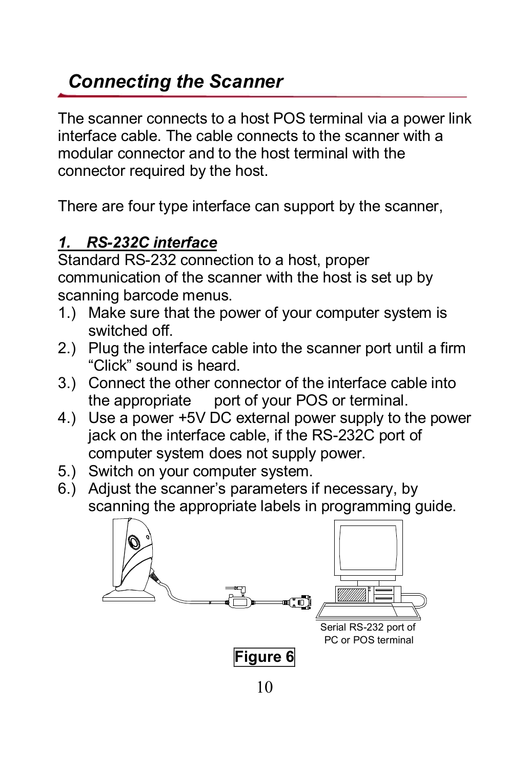## *Connecting the Scanner*

The scanner connects to a host POS terminal via a power link interface cable. The cable connects to the scanner with a modular connector and to the host terminal with the connector required by the host.

There are four type interface can support by the scanner,

### ***1. RS-232C interface***

Standard RS-232 connection to a host, proper communication of the scanner with the host is set up by scanning barcode menus.

1.) Make sure that the power of your computer system is switched off.
2.) Plug the interface cable into the scanner port until a firm “Click” sound is heard.
3.) Connect the other connector of the interface cable into the appropriate port of your POS or terminal.
4.) Use a power +5V DC external power supply to the power jack on the interface cable, if the RS-232C port of computer system does not supply power.
5.) Switch on your computer system.
6.) Adjust the scanner’s parameters if necessary, by scanning the appropriate labels in programming guide.

Serial RS-232 port of PC or POS terminal

**Figure 6**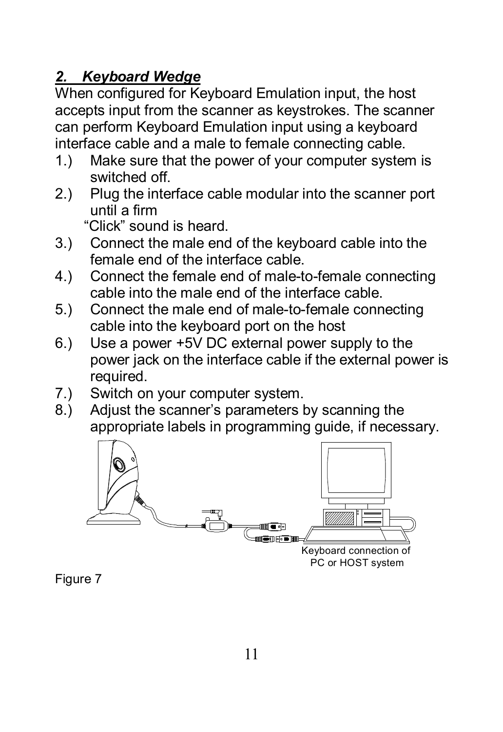## *2. Keyboard Wedge*

When configured for Keyboard Emulation input, the host accepts input from the scanner as keystrokes. The scanner can perform Keyboard Emulation input using a keyboard interface cable and a male to female connecting cable.

1.) Make sure that the power of your computer system is switched off.
2.) Plug the interface cable modular into the scanner port until a firm
    "Click" sound is heard.
3.) Connect the male end of the keyboard cable into the female end of the interface cable.
4.) Connect the female end of male-to-female connecting cable into the male end of the interface cable.
5.) Connect the male end of male-to-female connecting cable into the keyboard port on the host
6.) Use a power +5V DC external power supply to the power jack on the interface cable if the external power is required.
7.) Switch on your computer system.
8.) Adjust the scanner's parameters by scanning the appropriate labels in programming guide, if necessary.

Keyboard connection of PC or HOST system

Figure 7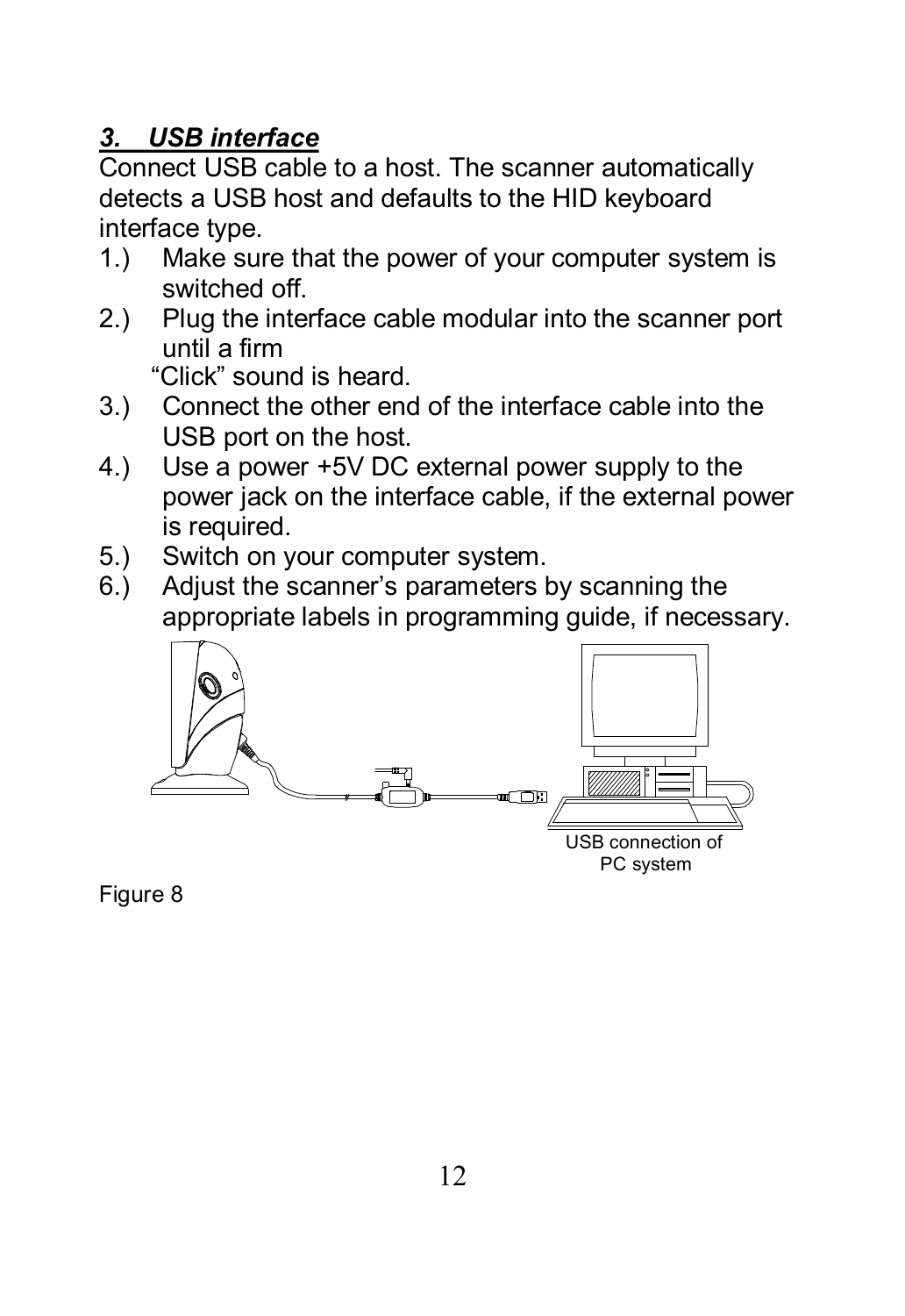### *3. USB interface*

Connect USB cable to a host. The scanner automatically detects a USB host and defaults to the HID keyboard interface type.

1.) Make sure that the power of your computer system is switched off.
2.) Plug the interface cable modular into the scanner port until a firm
“Click” sound is heard.
3.) Connect the other end of the interface cable into the USB port on the host.
4.) Use a power +5V DC external power supply to the power jack on the interface cable, if the external power is required.
5.) Switch on your computer system.
6.) Adjust the scanner’s parameters by scanning the appropriate labels in programming guide, if necessary.

USB connection of PC system

Figure 8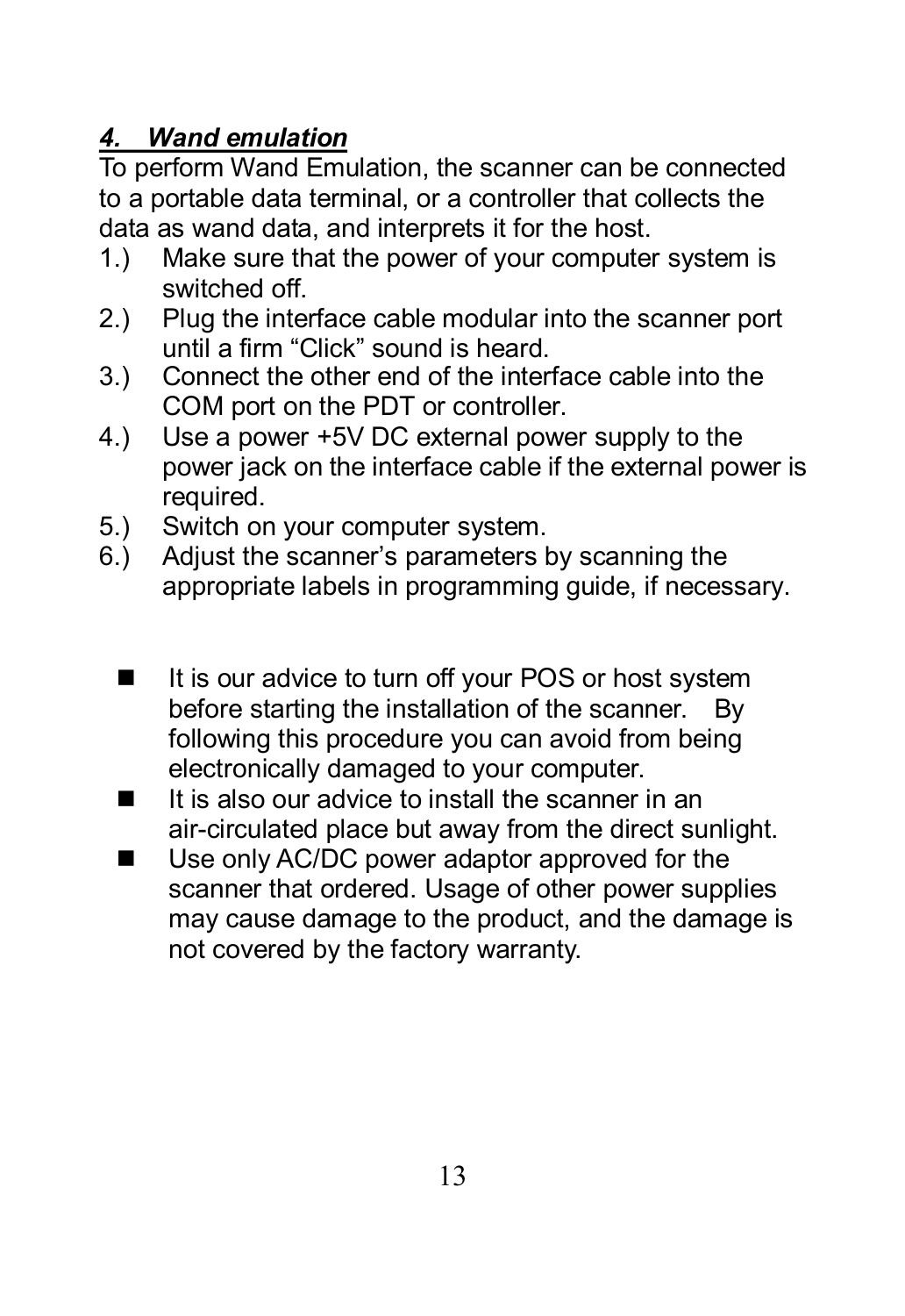### ***4. Wand emulation***

To perform Wand Emulation, the scanner can be connected to a portable data terminal, or a controller that collects the data as wand data, and interprets it for the host.

1.) Make sure that the power of your computer system is switched off.
2.) Plug the interface cable modular into the scanner port until a firm “Click” sound is heard.
3.) Connect the other end of the interface cable into the COM port on the PDT or controller.
4.) Use a power +5V DC external power supply to the power jack on the interface cable if the external power is required.
5.) Switch on your computer system.
6.) Adjust the scanner’s parameters by scanning the appropriate labels in programming guide, if necessary.

- It is our advice to turn off your POS or host system before starting the installation of the scanner. By following this procedure you can avoid from being electronically damaged to your computer.
- It is also our advice to install the scanner in an air-circulated place but away from the direct sunlight.
- Use only AC/DC power adaptor approved for the scanner that ordered. Usage of other power supplies may cause damage to the product, and the damage is not covered by the factory warranty.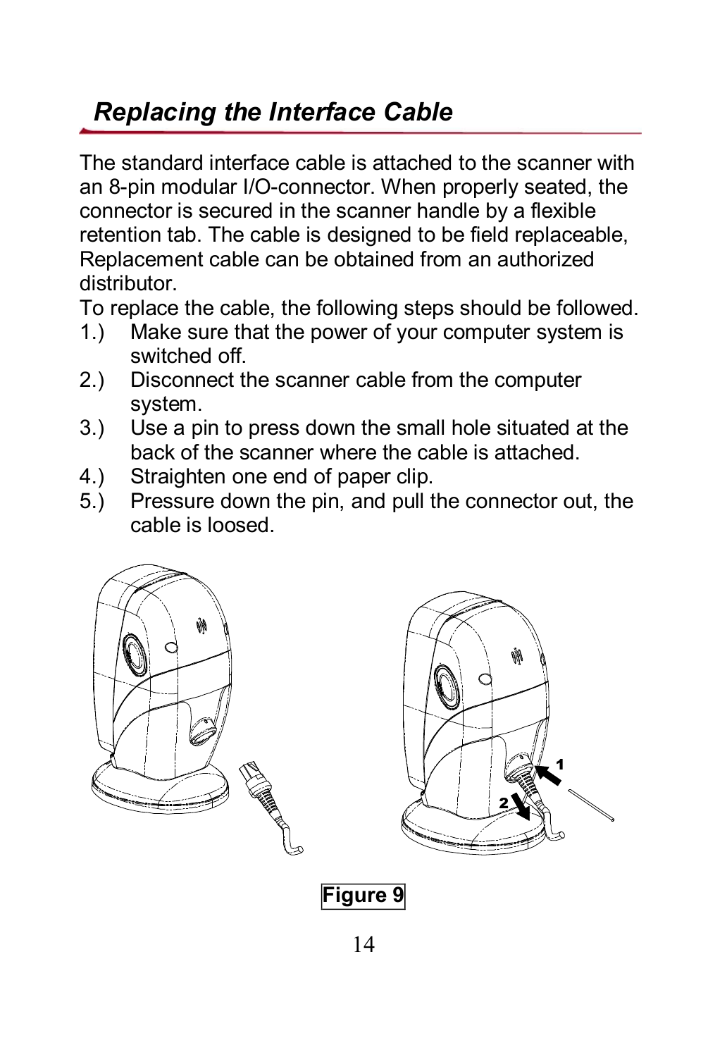## *Replacing the Interface Cable*

The standard interface cable is attached to the scanner with an 8-pin modular I/O-connector. When properly seated, the connector is secured in the scanner handle by a flexible retention tab. The cable is designed to be field replaceable, Replacement cable can be obtained from an authorized distributor.

To replace the cable, the following steps should be followed.

1.) Make sure that the power of your computer system is switched off.
2.) Disconnect the scanner cable from the computer system.
3.) Use a pin to press down the small hole situated at the back of the scanner where the cable is attached.
4.) Straighten one end of paper clip.
5.) Pressure down the pin, and pull the connector out, the cable is loosed.

**Figure 9**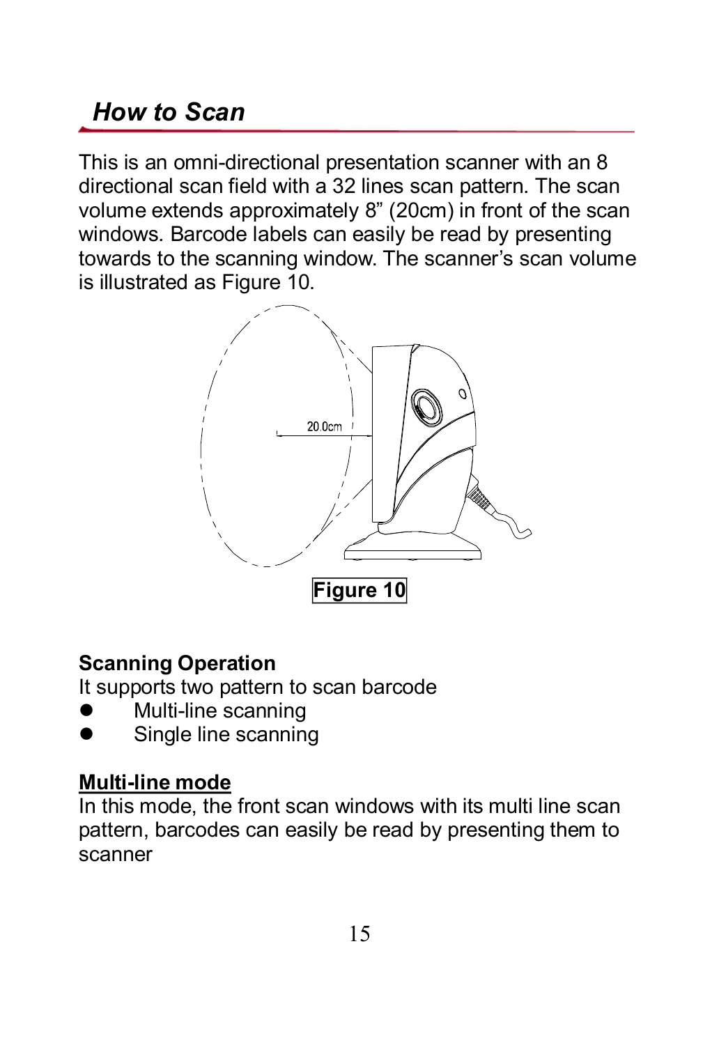## *How to Scan*

This is an omni-directional presentation scanner with an 8 directional scan field with a 32 lines scan pattern. The scan volume extends approximately 8” (20cm) in front of the scan windows. Barcode labels can easily be read by presenting towards to the scanning window. The scanner’s scan volume is illustrated as Figure 10.

20.0cm

**Figure 10**

**Scanning Operation**

It supports two pattern to scan barcode

- Multi-line scanning
- Single line scanning

**Multi-line mode**

In this mode, the front scan windows with its multi line scan pattern, barcodes can easily be read by presenting them to scanner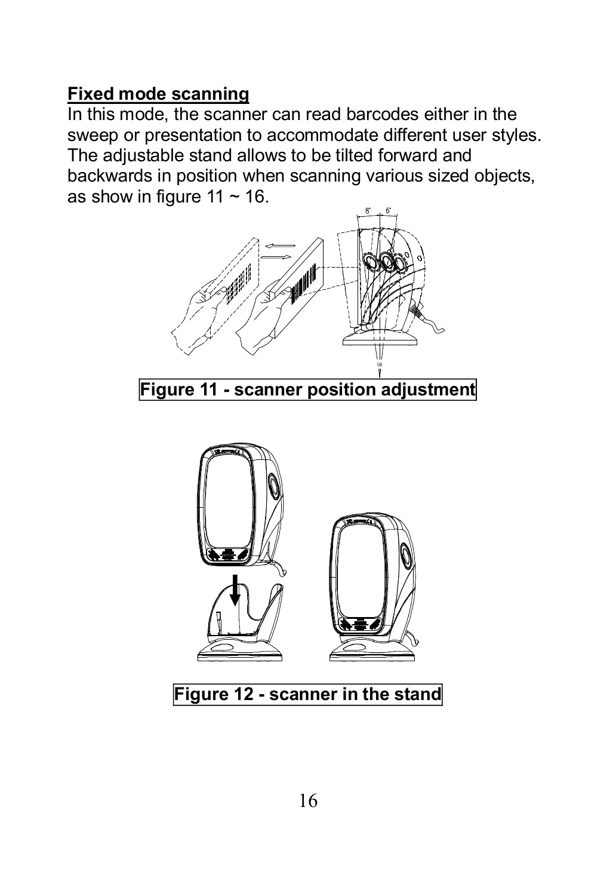**Fixed mode scanning**

In this mode, the scanner can read barcodes either in the sweep or presentation to accommodate different user styles. The adjustable stand allows to be tilted forward and backwards in position when scanning various sized objects, as show in figure 11 ~ 16.

**Figure 11 - scanner position adjustment**

**Figure 12 - scanner in the stand**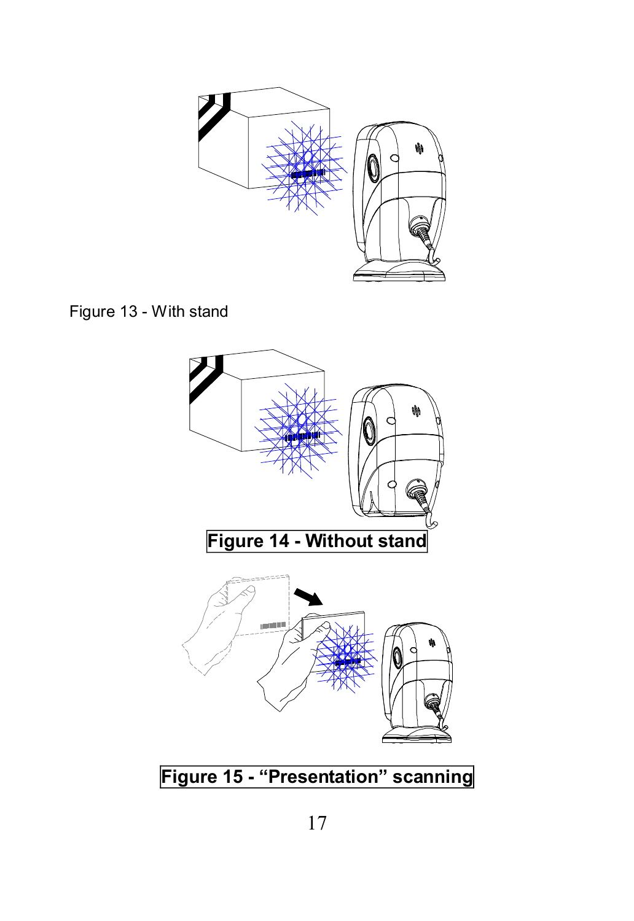Figure 13 - With stand

**Figure 14 - Without stand**

**Figure 15 - “Presentation” scanning**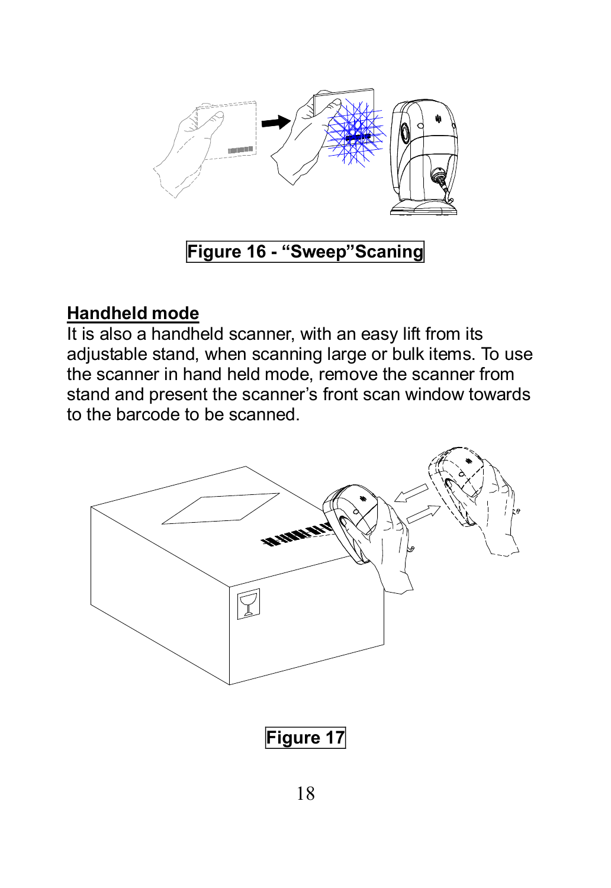Figure 16 - “Sweep”Scaning

## Handheld mode

It is also a handheld scanner, with an easy lift from its adjustable stand, when scanning large or bulk items. To use the scanner in hand held mode, remove the scanner from stand and present the scanner’s front scan window towards to the barcode to be scanned.

Figure 17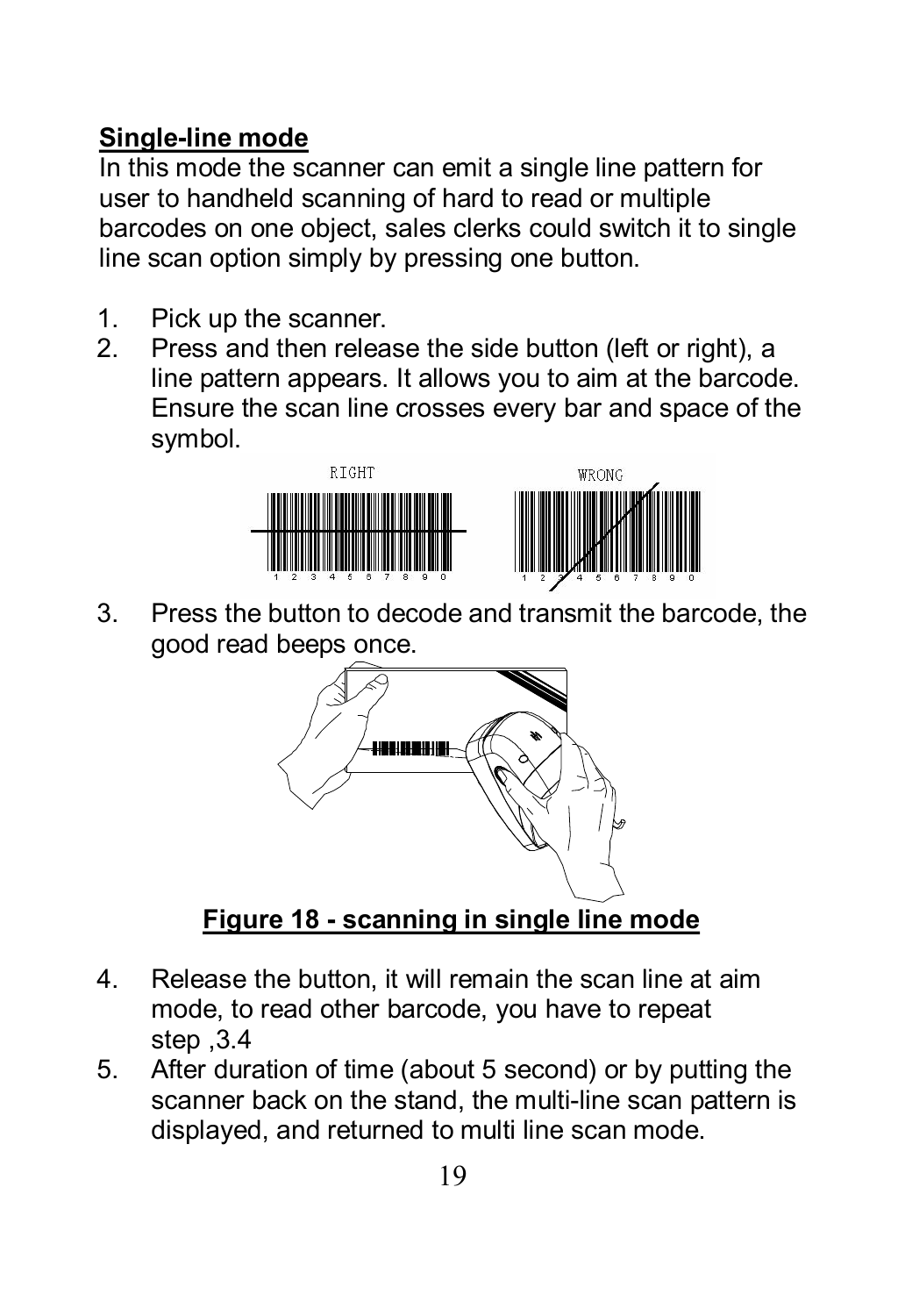**Single-line mode**

In this mode the scanner can emit a single line pattern for user to handheld scanning of hard to read or multiple barcodes on one object, sales clerks could switch it to single line scan option simply by pressing one button.

1. Pick up the scanner.
2. Press and then release the side button (left or right), a line pattern appears. It allows you to aim at the barcode. Ensure the scan line crosses every bar and space of the symbol.
3. Press the button to decode and transmit the barcode, the good read beeps once.

**Figure 18 - scanning in single line mode**

4. Release the button, it will remain the scan line at aim mode, to read other barcode, you have to repeat step ,3.4
5. After duration of time (about 5 second) or by putting the scanner back on the stand, the multi-line scan pattern is displayed, and returned to multi line scan mode.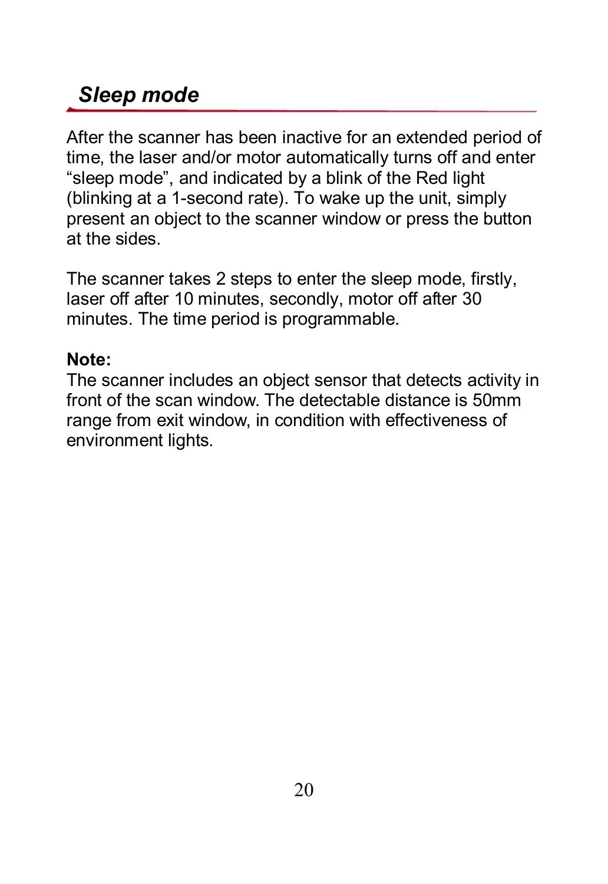## *Sleep mode*

After the scanner has been inactive for an extended period of time, the laser and/or motor automatically turns off and enter "sleep mode", and indicated by a blink of the Red light (blinking at a 1-second rate). To wake up the unit, simply present an object to the scanner window or press the button at the sides.

The scanner takes 2 steps to enter the sleep mode, firstly, laser off after 10 minutes, secondly, motor off after 30 minutes. The time period is programmable.

**Note:**
The scanner includes an object sensor that detects activity in front of the scan window. The detectable distance is 50mm range from exit window, in condition with effectiveness of environment lights.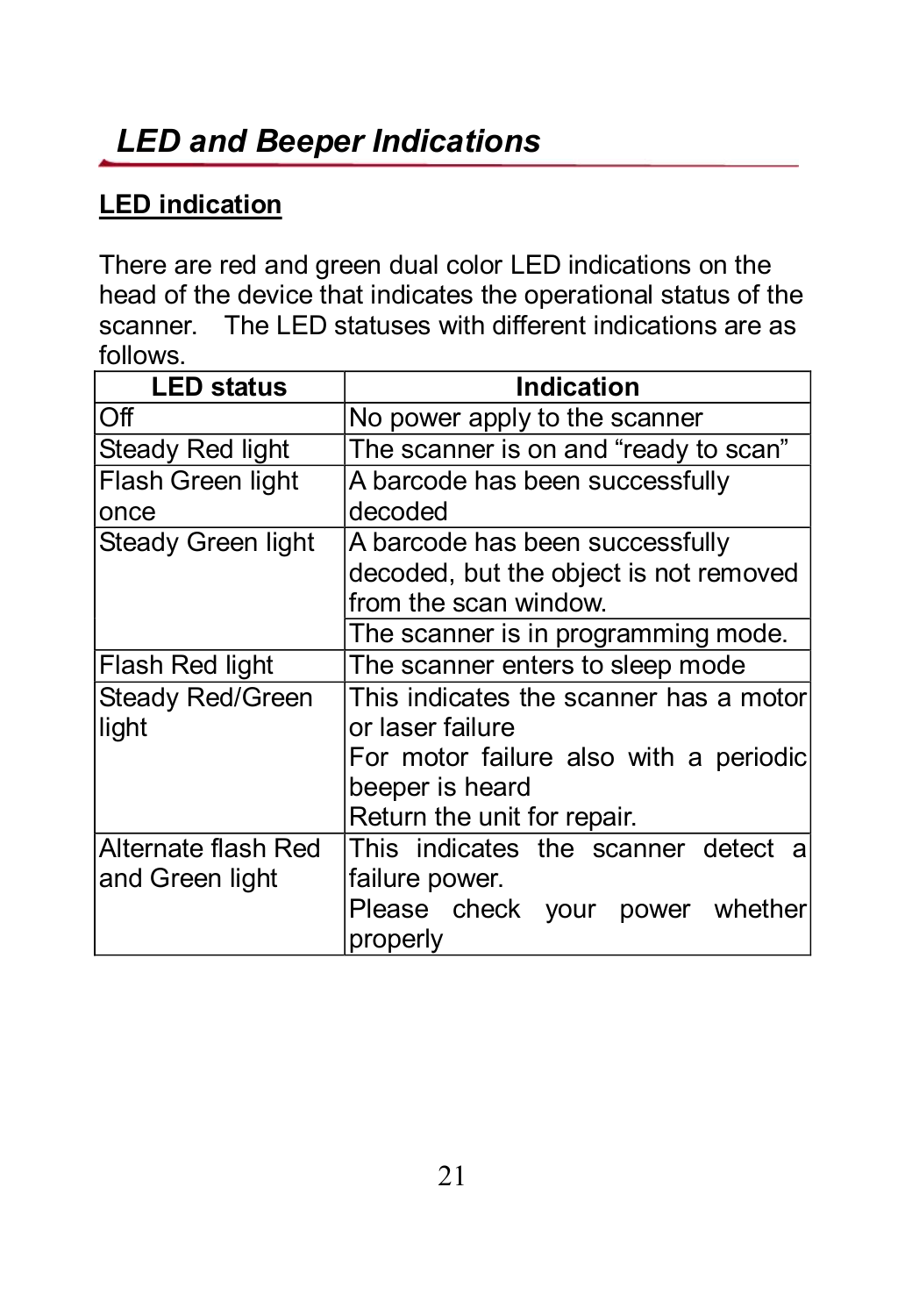## *LED and Beeper Indications*

**LED indication**

There are red and green dual color LED indications on the head of the device that indicates the operational status of the scanner. The LED statuses with different indications are as follows.

| LED status | Indication |
|---|---|
| Off | No power apply to the scanner |
| Steady Red light | The scanner is on and “ready to scan” |
| Flash Green light once | A barcode has been successfully decoded |
| Steady Green light | A barcode has been successfully decoded, but the object is not removed from the scan window. |
| | The scanner is in programming mode. |
| Flash Red light | The scanner enters to sleep mode |
| Steady Red/Green light | This indicates the scanner has a motor or laser failure<br>For motor failure also with a periodic beeper is heard<br>Return the unit for repair. |
| Alternate flash Red and Green light | This indicates the scanner detect a failure power.<br>Please check your power whether properly |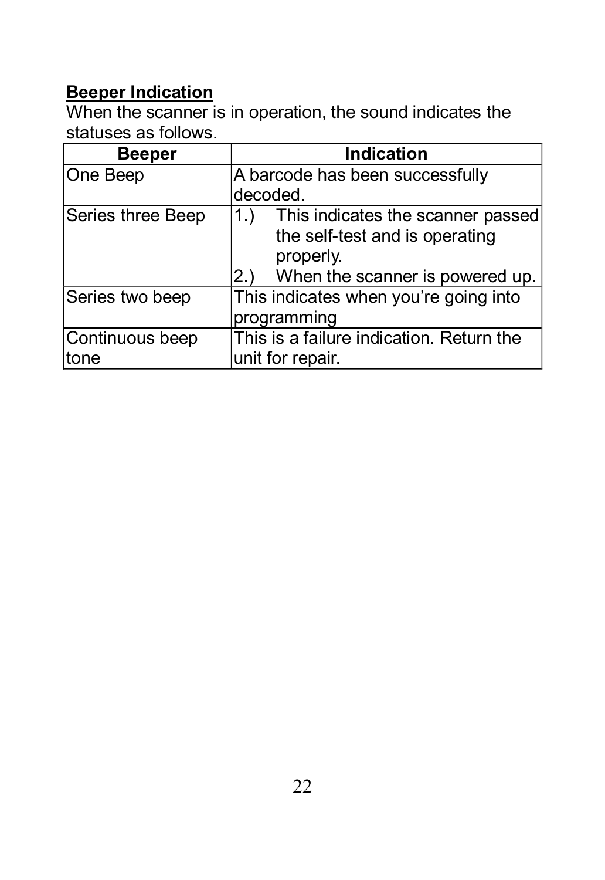**Beeper Indication**

When the scanner is in operation, the sound indicates the statuses as follows.

| Beeper | Indication |
| --- | --- |
| One Beep | A barcode has been successfully decoded. |
| Series three Beep | 1.) This indicates the scanner passed the self-test and is operating properly.<br>2.) When the scanner is powered up. |
| Series two beep | This indicates when you're going into programming |
| Continuous beep tone | This is a failure indication. Return the unit for repair. |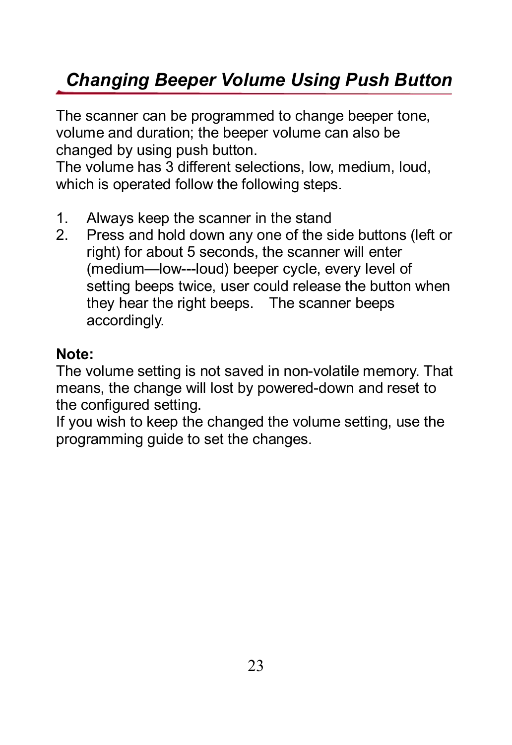## *Changing Beeper Volume Using Push Button*

The scanner can be programmed to change beeper tone, volume and duration; the beeper volume can also be changed by using push button.
The volume has 3 different selections, low, medium, loud, which is operated follow the following steps.

1. Always keep the scanner in the stand
2. Press and hold down any one of the side buttons (left or right) for about 5 seconds, the scanner will enter (medium—low---loud) beeper cycle, every level of setting beeps twice, user could release the button when they hear the right beeps. The scanner beeps accordingly.

**Note:**
The volume setting is not saved in non-volatile memory. That means, the change will lost by powered-down and reset to the configured setting.
If you wish to keep the changed the volume setting, use the programming guide to set the changes.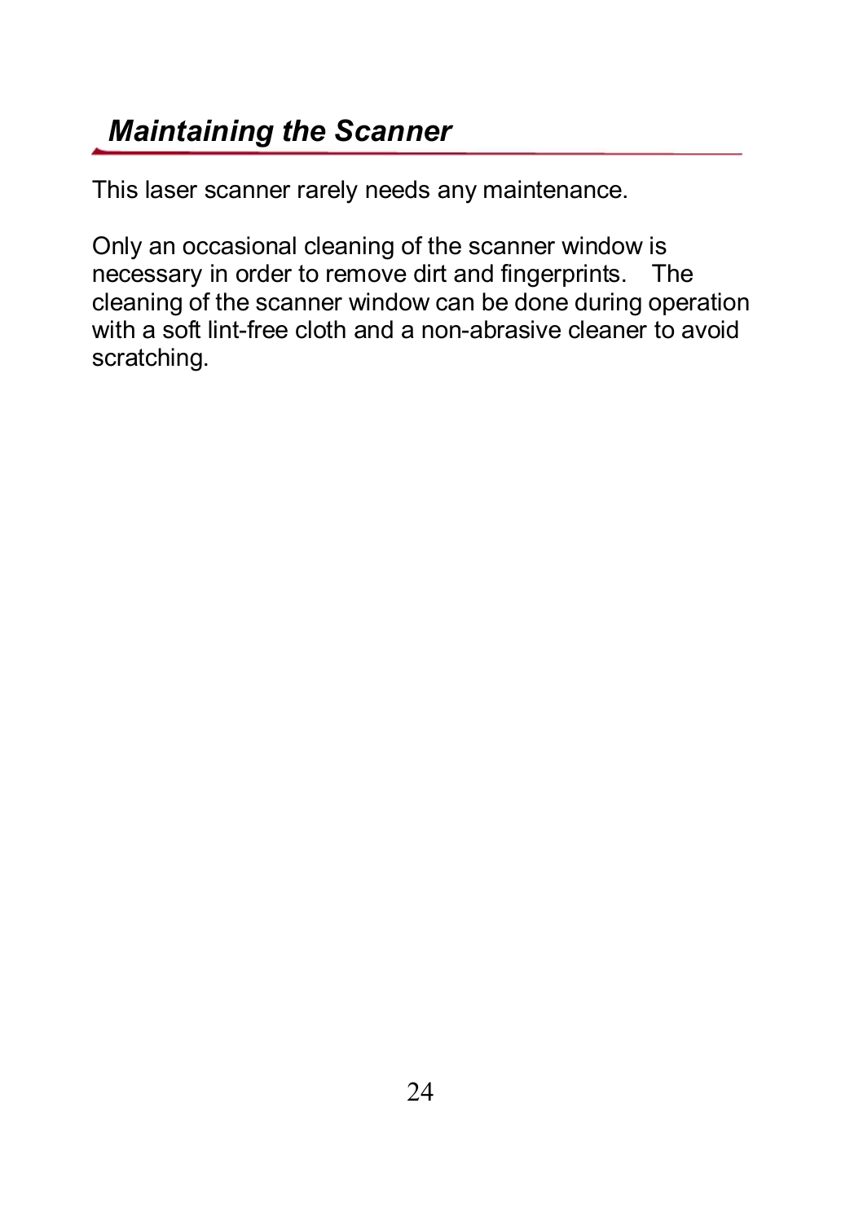## *Maintaining the Scanner*

This laser scanner rarely needs any maintenance.

Only an occasional cleaning of the scanner window is necessary in order to remove dirt and fingerprints. The cleaning of the scanner window can be done during operation with a soft lint-free cloth and a non-abrasive cleaner to avoid scratching.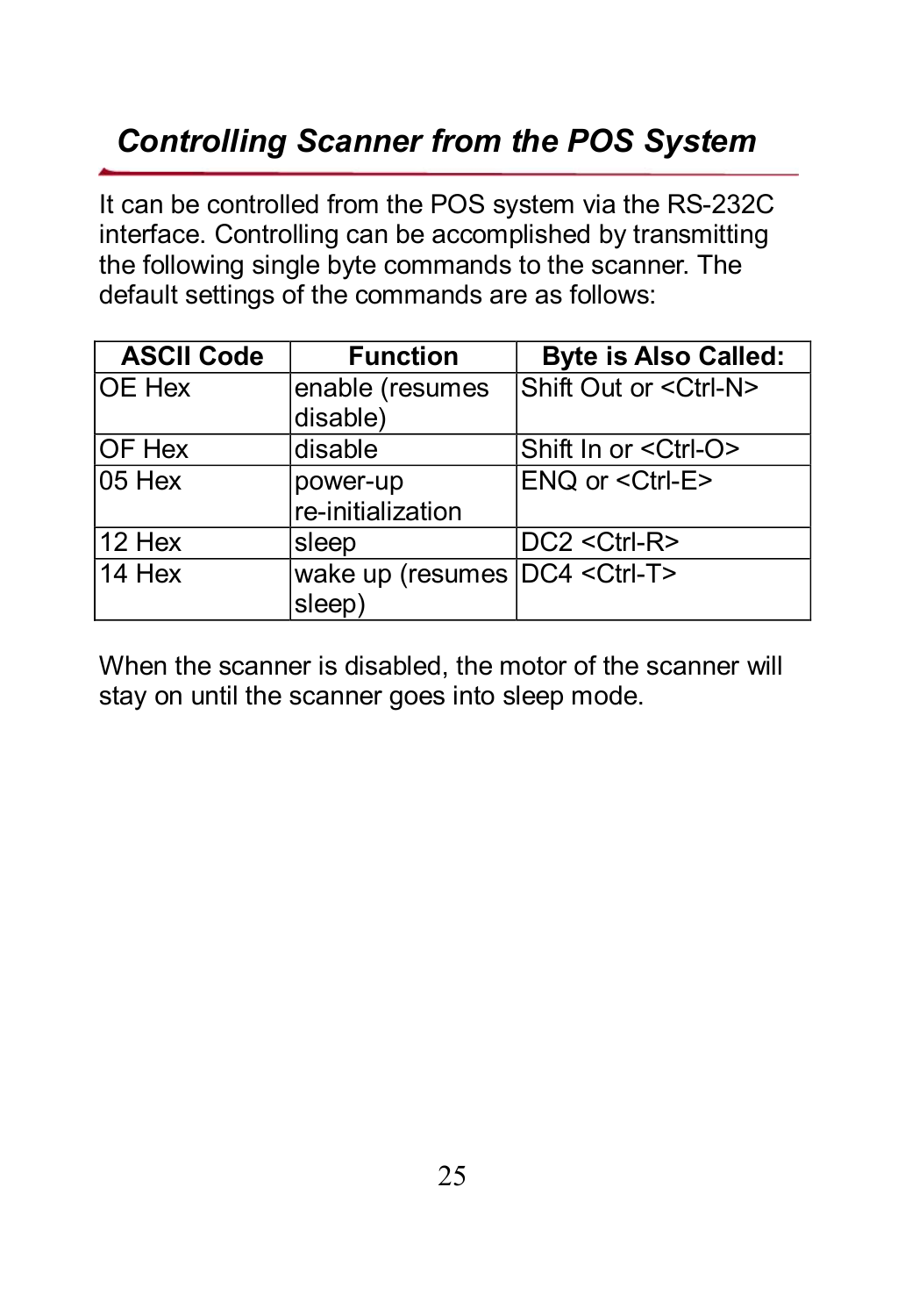## *Controlling Scanner from the POS System*

It can be controlled from the POS system via the RS-232C interface. Controlling can be accomplished by transmitting the following single byte commands to the scanner. The default settings of the commands are as follows:

| ASCII Code | Function | Byte is Also Called: |
|---|---|---|
| OE Hex | enable (resumes disable) | Shift Out or <Ctrl-N> |
| OF Hex | disable | Shift In or <Ctrl-O> |
| 05 Hex | power-up re-initialization | ENQ or <Ctrl-E> |
| 12 Hex | sleep | DC2 <Ctrl-R> |
| 14 Hex | wake up (resumes sleep) | DC4 <Ctrl-T> |

When the scanner is disabled, the motor of the scanner will stay on until the scanner goes into sleep mode.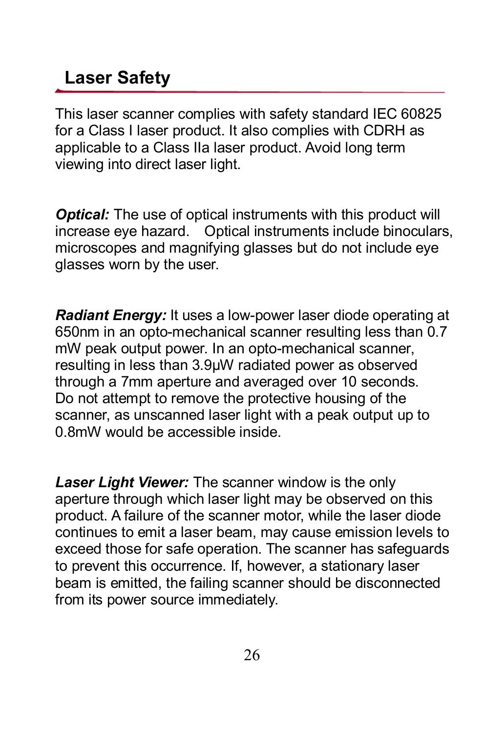## Laser Safety

This laser scanner complies with safety standard IEC 60825 for a Class I laser product. It also complies with CDRH as applicable to a Class IIa laser product. Avoid long term viewing into direct laser light.

***Optical:*** The use of optical instruments with this product will increase eye hazard. Optical instruments include binoculars, microscopes and magnifying glasses but do not include eye glasses worn by the user.

***Radiant Energy:*** It uses a low-power laser diode operating at 650nm in an opto-mechanical scanner resulting less than 0.7 mW peak output power. In an opto-mechanical scanner, resulting in less than 3.9μW radiated power as observed through a 7mm aperture and averaged over 10 seconds. Do not attempt to remove the protective housing of the scanner, as unscanned laser light with a peak output up to 0.8mW would be accessible inside.

***Laser Light Viewer:*** The scanner window is the only aperture through which laser light may be observed on this product. A failure of the scanner motor, while the laser diode continues to emit a laser beam, may cause emission levels to exceed those for safe operation. The scanner has safeguards to prevent this occurrence. If, however, a stationary laser beam is emitted, the failing scanner should be disconnected from its power source immediately.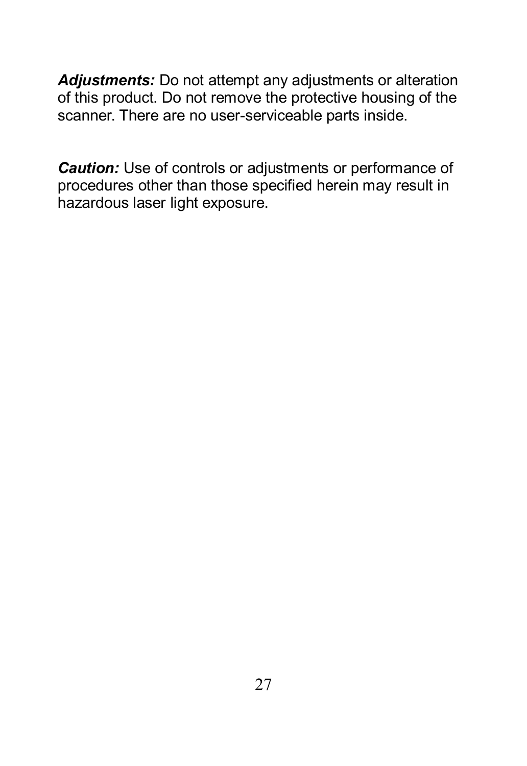***Adjustments:*** Do not attempt any adjustments or alteration of this product. Do not remove the protective housing of the scanner. There are no user-serviceable parts inside.

***Caution:*** Use of controls or adjustments or performance of procedures other than those specified herein may result in hazardous laser light exposure.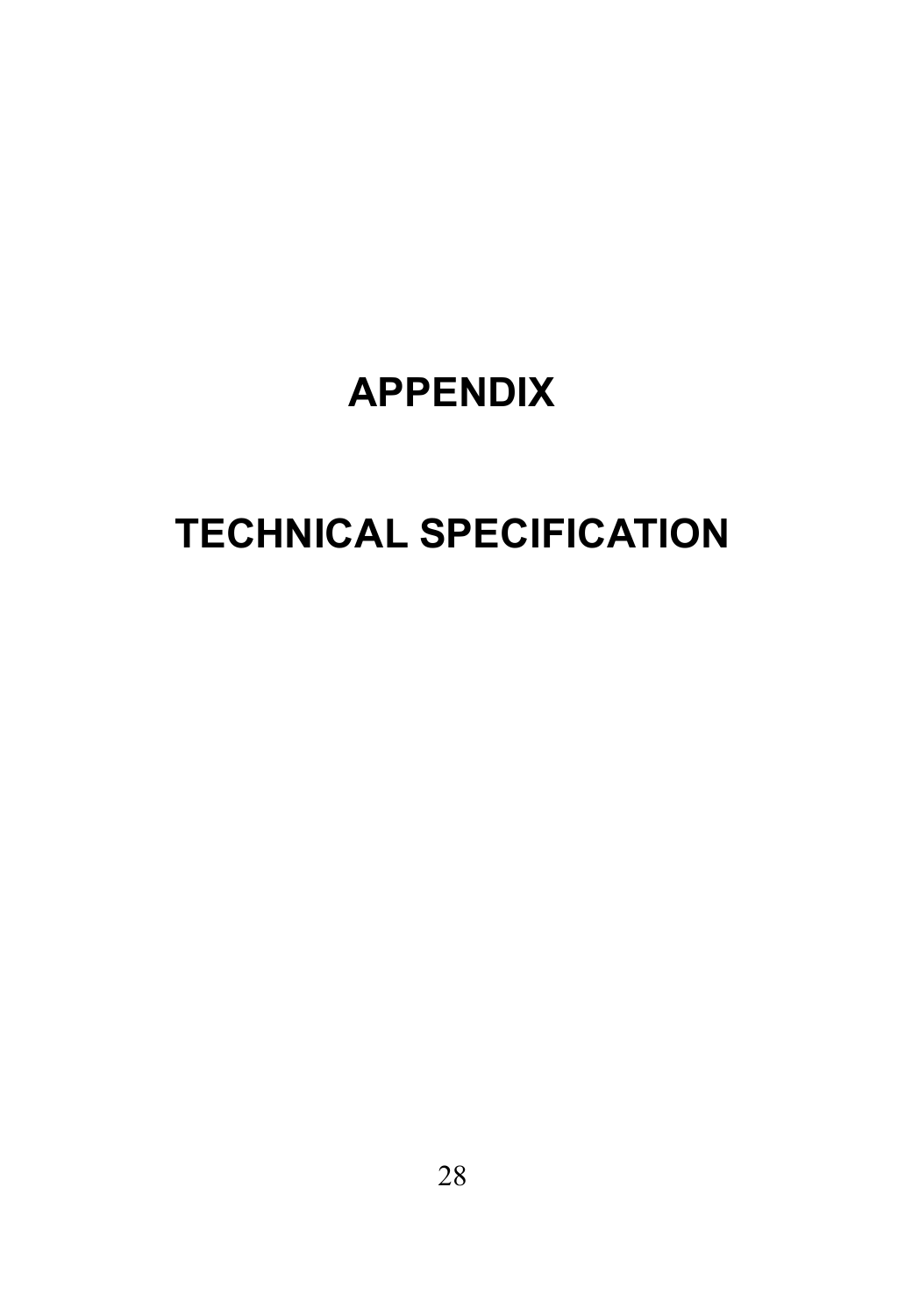# APPENDIX

# TECHNICAL SPECIFICATION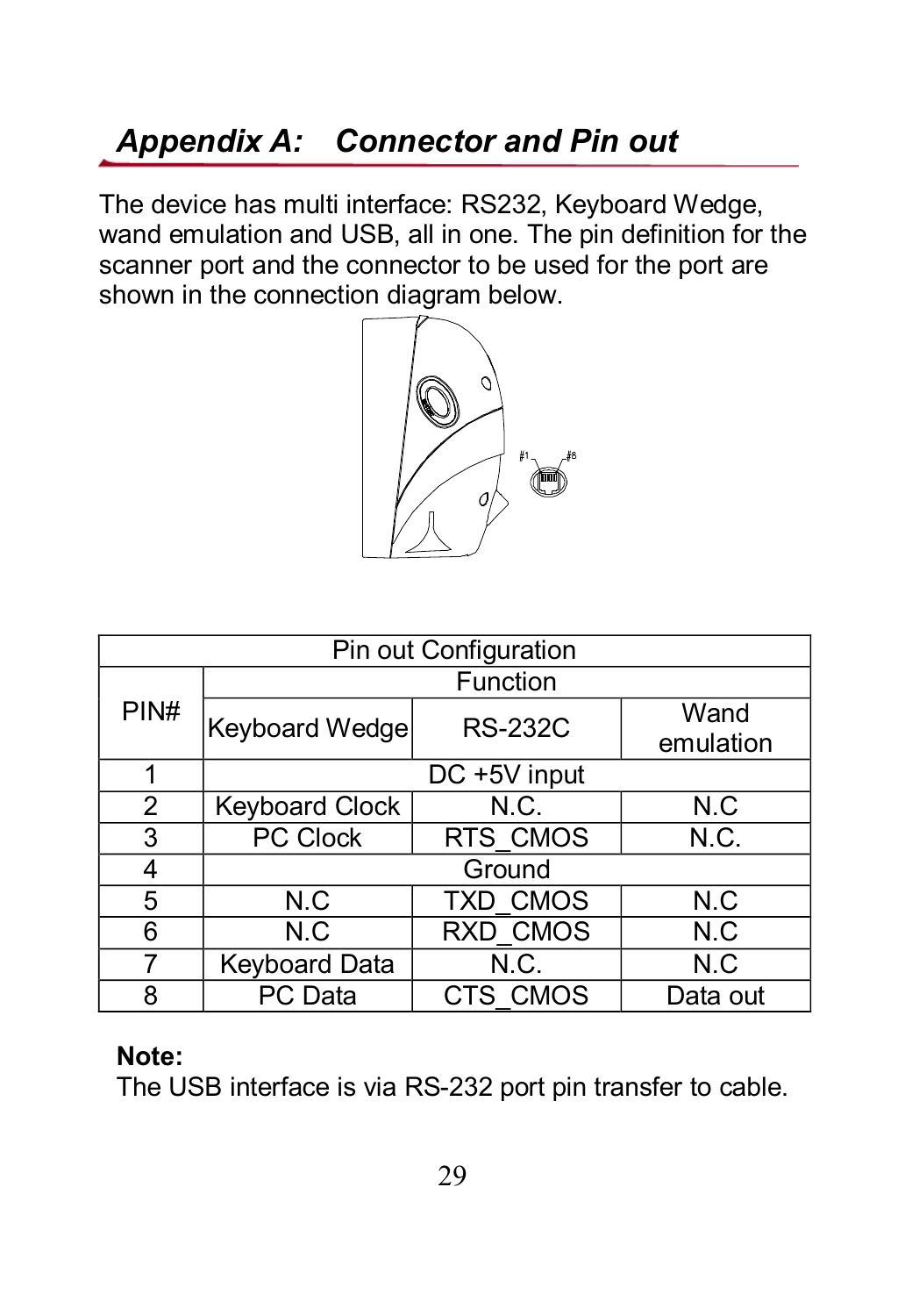## Appendix A: Connector and Pin out

The device has multi interface: RS232, Keyboard Wedge, wand emulation and USB, all in one. The pin definition for the scanner port and the connector to be used for the port are shown in the connection diagram below.

#1 #8

| Pin out Configuration | | | |
|---|---|---|---|
| PIN# | Function | | |
| | Keyboard Wedge | RS-232C | Wand emulation |
| 1 | DC +5V input | | |
| 2 | Keyboard Clock | N.C. | N.C |
| 3 | PC Clock | RTS_CMOS | N.C. |
| 4 | Ground | | |
| 5 | N.C | TXD_CMOS | N.C |
| 6 | N.C | RXD_CMOS | N.C |
| 7 | Keyboard Data | N.C. | N.C |
| 8 | PC Data | CTS_CMOS | Data out |

**Note:**
The USB interface is via RS-232 port pin transfer to cable.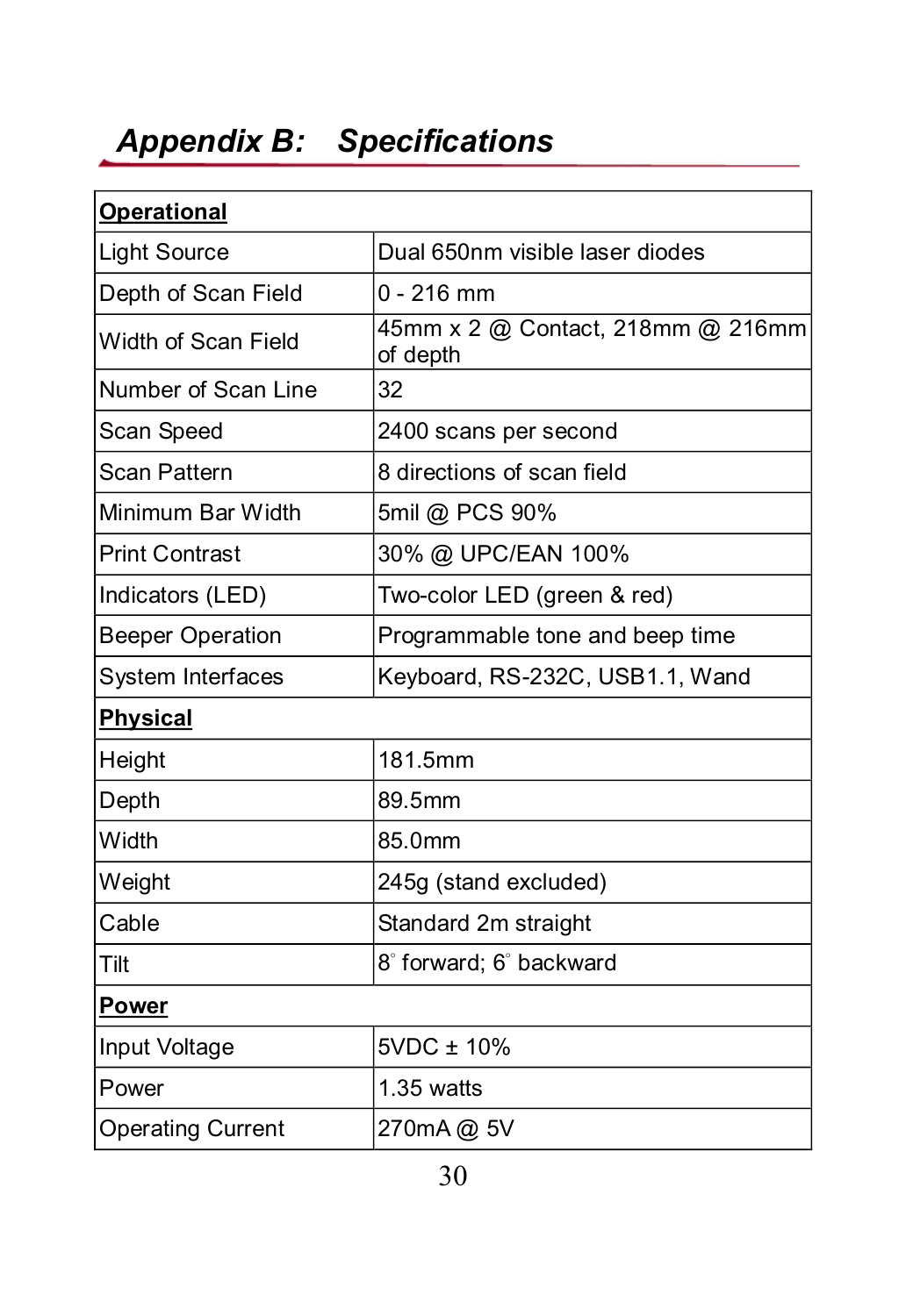# Appendix B: Specifications

| **Operational** | |
|---|---|
| Light Source | Dual 650nm visible laser diodes |
| Depth of Scan Field | 0 - 216 mm |
| Width of Scan Field | 45mm x 2 @ Contact, 218mm @ 216mm of depth |
| Number of Scan Line | 32 |
| Scan Speed | 2400 scans per second |
| Scan Pattern | 8 directions of scan field |
| Minimum Bar Width | 5mil @ PCS 90% |
| Print Contrast | 30% @ UPC/EAN 100% |
| Indicators (LED) | Two-color LED (green & red) |
| Beeper Operation | Programmable tone and beep time |
| System Interfaces | Keyboard, RS-232C, USB1.1, Wand |
| **Physical** | |
| Height | 181.5mm |
| Depth | 89.5mm |
| Width | 85.0mm |
| Weight | 245g (stand excluded) |
| Cable | Standard 2m straight |
| Tilt | 8° forward; 6° backward |
| **Power** | |
| Input Voltage | 5VDC ± 10% |
| Power | 1.35 watts |
| Operating Current | 270mA @ 5V |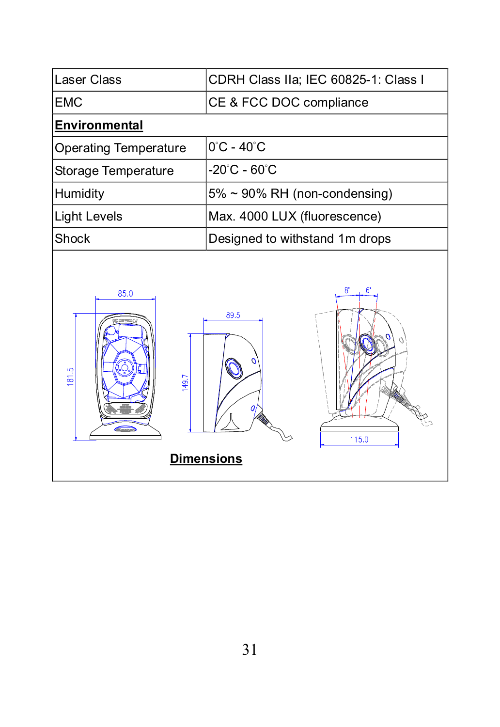| Laser Class | CDRH Class IIa; IEC 60825-1: Class I |
|---|---|
| EMC | CE & FCC DOC compliance |
| **Environmental** | |
| Operating Temperature | 0°C - 40°C |
| Storage Temperature | -20°C - 60°C |
| Humidity | 5% ~ 90% RH (non-condensing) |
| Light Levels | Max. 4000 LUX (fluorescence) |
| Shock | Designed to withstand 1m drops |

85.0

181.5

89.5

149.7

8° 6°

115.0

**Dimensions**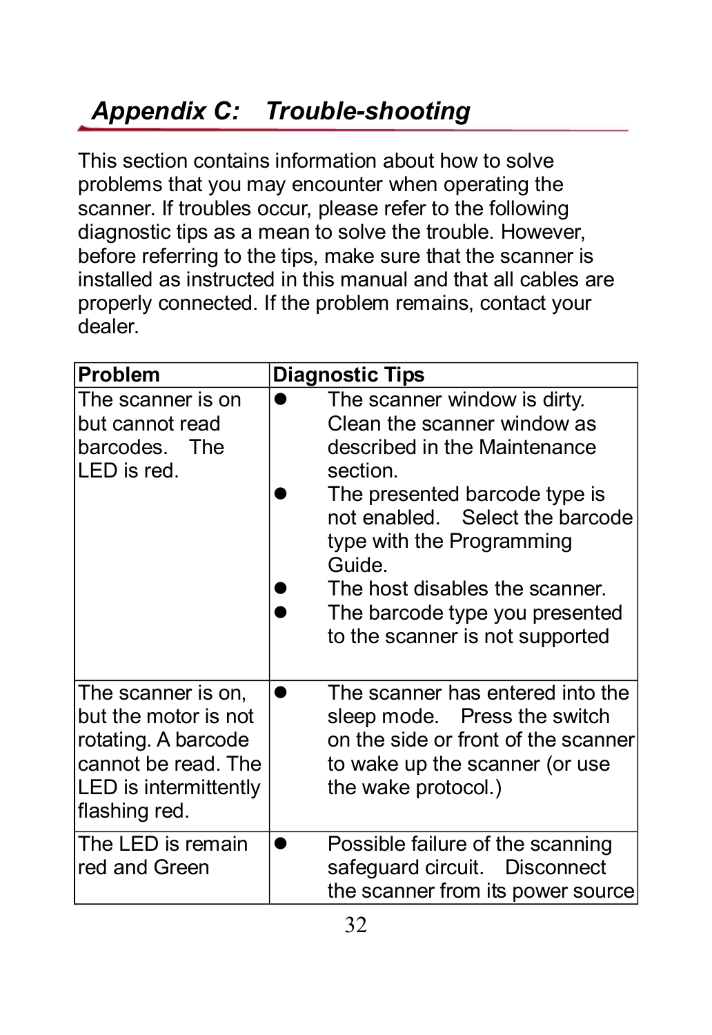## Appendix C: Trouble-shooting

This section contains information about how to solve problems that you may encounter when operating the scanner. If troubles occur, please refer to the following diagnostic tips as a mean to solve the trouble. However, before referring to the tips, make sure that the scanner is installed as instructed in this manual and that all cables are properly connected. If the problem remains, contact your dealer.

| Problem | Diagnostic Tips |
|---|---|
| The scanner is on but cannot read barcodes. The LED is red. | • The scanner window is dirty. Clean the scanner window as described in the Maintenance section.<br>• The presented barcode type is not enabled. Select the barcode type with the Programming Guide.<br>• The host disables the scanner.<br>• The barcode type you presented to the scanner is not supported |
| The scanner is on, but the motor is not rotating. A barcode cannot be read. The LED is intermittently flashing red. | • The scanner has entered into the sleep mode. Press the switch on the side or front of the scanner to wake up the scanner (or use the wake protocol.) |
| The LED is remain red and Green | • Possible failure of the scanning safeguard circuit. Disconnect the scanner from its power source |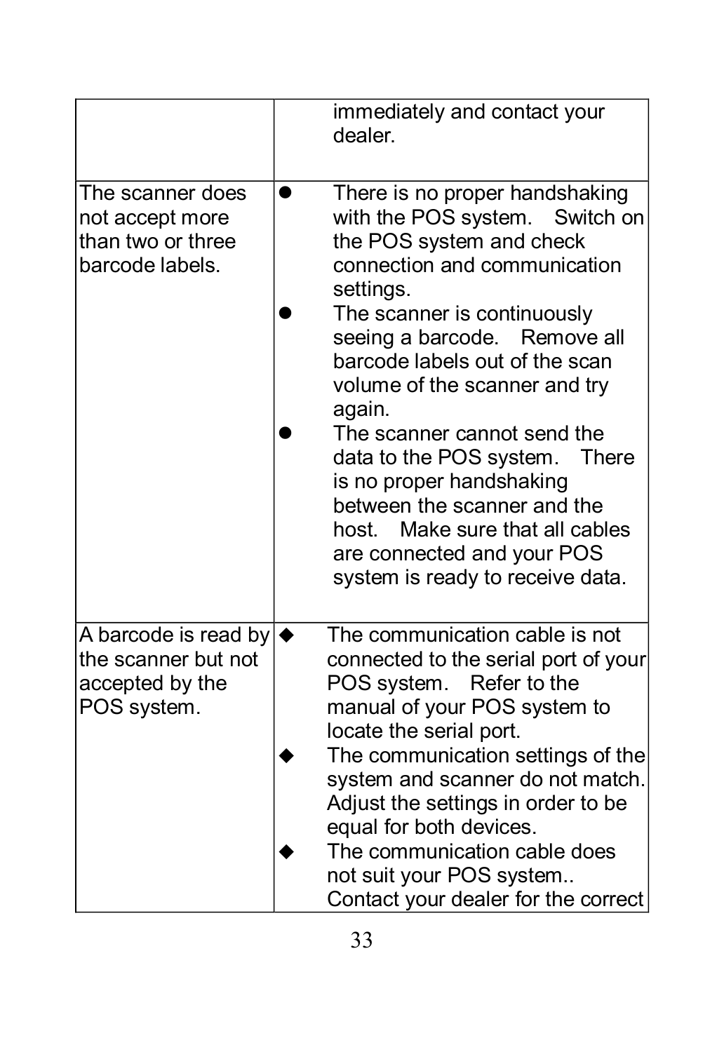|  |  |
|---|---|
|  | immediately and contact your dealer. |
| The scanner does not accept more than two or three barcode labels. | ● There is no proper handshaking with the POS system. Switch on the POS system and check connection and communication settings.<br>● The scanner is continuously seeing a barcode. Remove all barcode labels out of the scan volume of the scanner and try again.<br>● The scanner cannot send the data to the POS system. There is no proper handshaking between the scanner and the host. Make sure that all cables are connected and your POS system is ready to receive data. |
| A barcode is read by the scanner but not accepted by the POS system. | ◆ The communication cable is not connected to the serial port of your POS system. Refer to the manual of your POS system to locate the serial port.<br>◆ The communication settings of the system and scanner do not match. Adjust the settings in order to be equal for both devices.<br>◆ The communication cable does not suit your POS system.. Contact your dealer for the correct |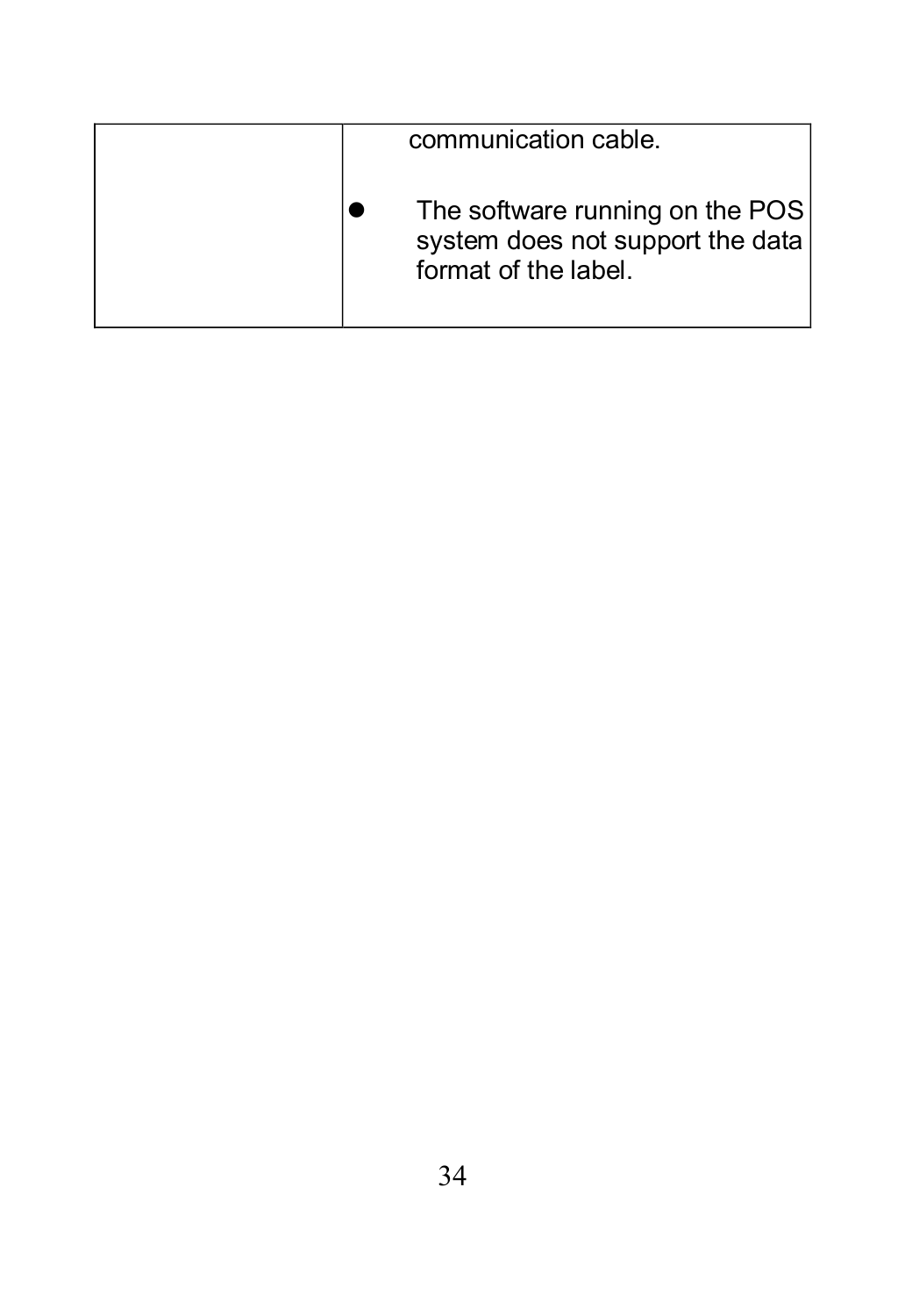| | |
|---|---|
| | communication cable.<br><br>● The software running on the POS system does not support the data format of the label. |